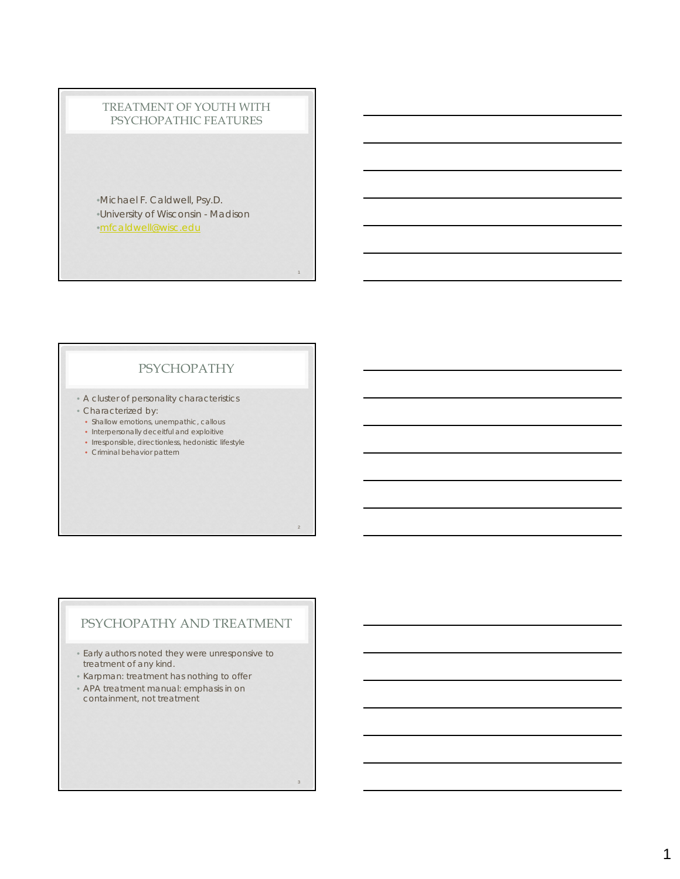# TREATMENT OF YOUTH WITH PSYCHOPATHIC FEATURES

- Michael F. Caldwell, Psy.D.
- University of Wisconsin - Madison
- mfcaldwell@wisc.edu

## PSYCHOPATHY

- A cluster of personality characteristics
- Characterized by:
  - Shallow emotions, unempathic, callous
  - Interpersonally deceitful and exploitive
  - Irresponsible, directionless, hedonistic lifestyle
  - Criminal behavior pattern

## PSYCHOPATHY AND TREATMENT

- Early authors noted they were unresponsive to treatment of any kind.
- Karpman: treatment has nothing to offer
- APA treatment manual: emphasis in on containment, not treatment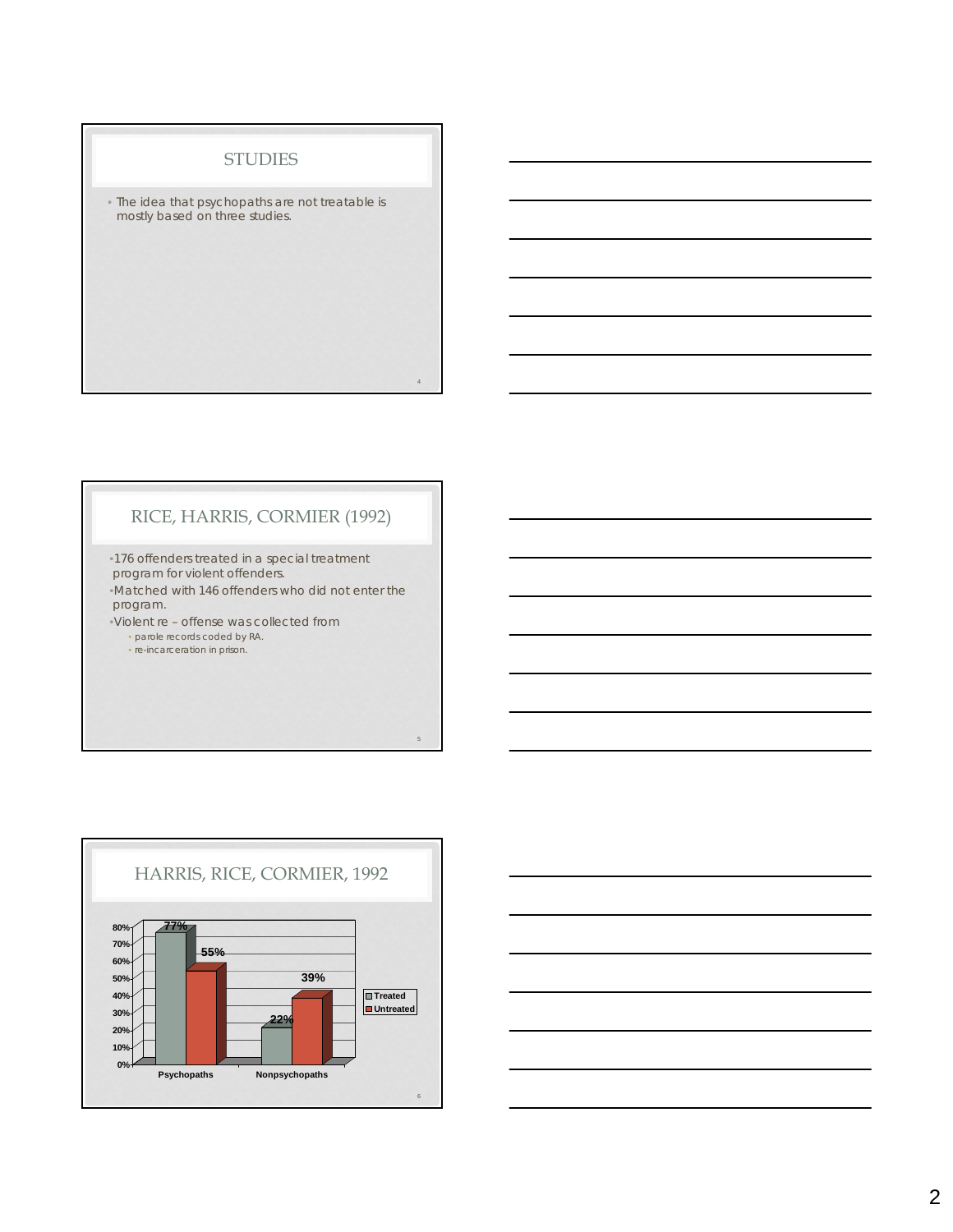## STUDIES

- The idea that psychopaths are not treatable is mostly based on three studies.

## RICE, HARRIS, CORMIER (1992)

- 176 offenders treated in a special treatment program for violent offenders.
- Matched with 146 offenders who did not enter the program.
- Violent re – offense was collected from
  - parole records coded by RA.
  - re-incarceration in prison.

## HARRIS, RICE, CORMIER, 1992

| | Treated | Untreated |
|---|---|---|
| Psychopaths | 77% | 55% |
| Nonpsychopaths | 22% | 39% |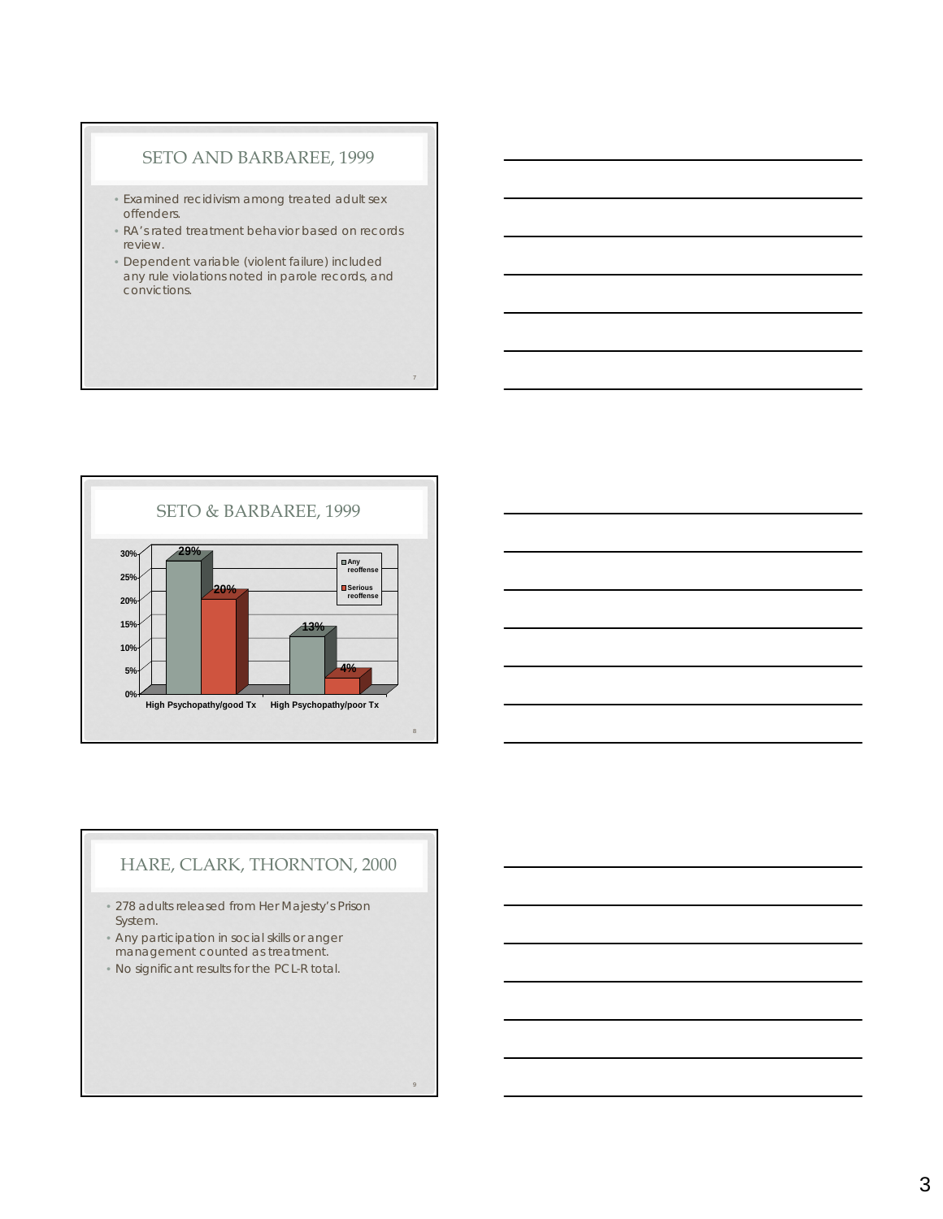## SETO AND BARBAREE, 1999

- Examined recidivism among treated adult sex offenders.
- RA's rated treatment behavior based on records review.
- Dependent variable (violent failure) included any rule violations noted in parole records, and convictions.

## SETO & BARBAREE, 1999

| | Any reoffense | Serious reoffense |
|---|---|---|
| High Psychopathy/good Tx | 29% | 20% |
| High Psychopathy/poor Tx | 13% | 4% |

## HARE, CLARK, THORNTON, 2000

- 278 adults released from Her Majesty's Prison System.
- Any participation in social skills or anger management counted as treatment.
- No significant results for the PCL-R total.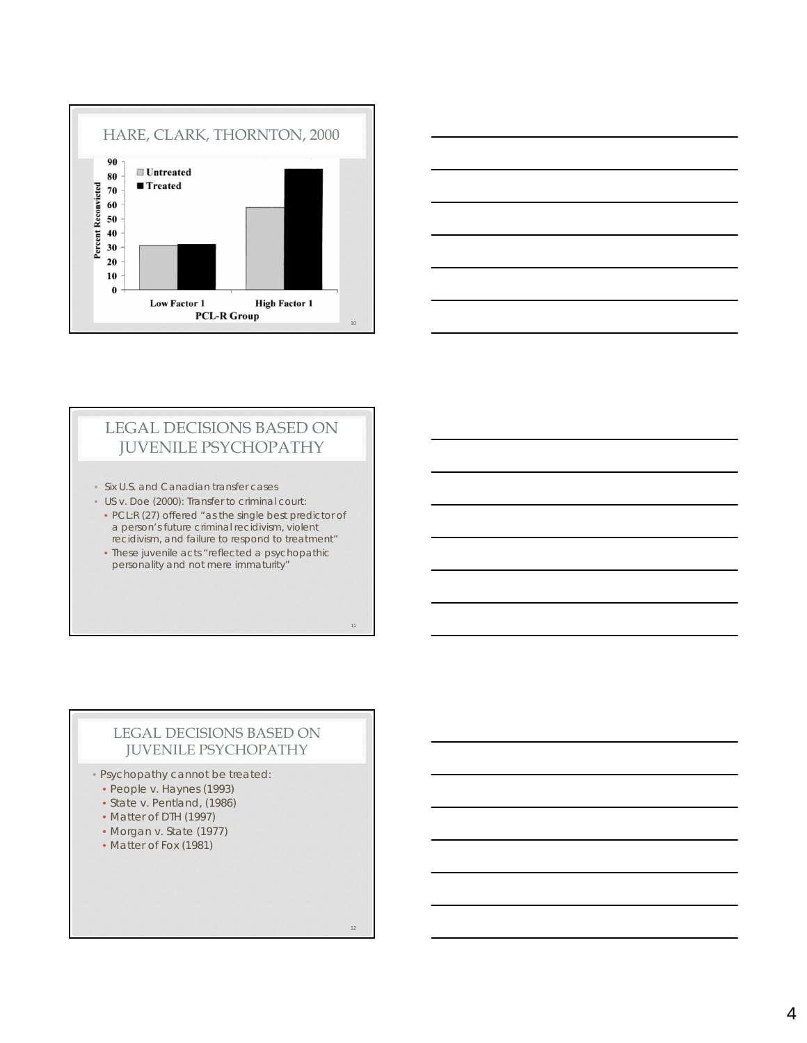## HARE, CLARK, THORNTON, 2000

| PCL-R Group | Untreated (Percent Reconvicted) | Treated (Percent Reconvicted) |
| --- | --- | --- |
| Low Factor 1 | ~31 | ~32 |
| High Factor 1 | ~58 | ~85 |

## LEGAL DECISIONS BASED ON JUVENILE PSYCHOPATHY

- Six U.S. and Canadian transfer cases
- US v. Doe (2000): Transfer to criminal court:
  - PCL:R (27) offered "as the single best predictor of a person's future criminal recidivism, violent recidivism, and failure to respond to treatment"
  - These juvenile acts "reflected a psychopathic personality and not mere immaturity"

## LEGAL DECISIONS BASED ON JUVENILE PSYCHOPATHY

- Psychopathy cannot be treated:
  - People v. Haynes (1993)
  - State v. Pentland, (1986)
  - Matter of DTH (1997)
  - Morgan v. State (1977)
  - Matter of Fox (1981)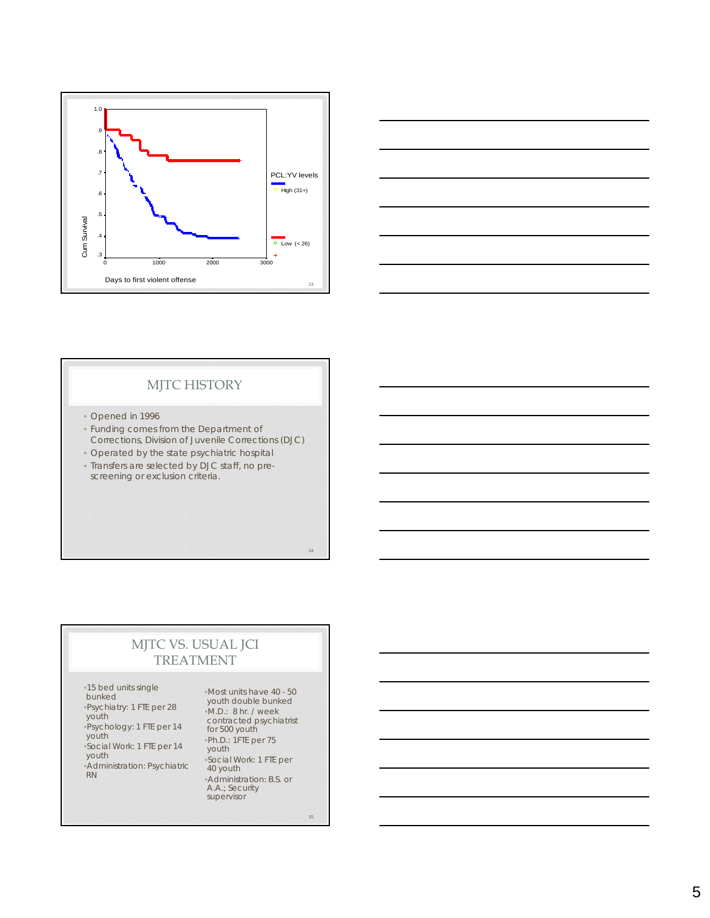Cum Survival

Days to first violent offense

PCL:YV levels

High (31+)

Low (< 26)

## MJTC HISTORY

- Opened in 1996
- Funding comes from the Department of Corrections, Division of Juvenile Corrections (DJC)
- Operated by the state psychiatric hospital
- Transfers are selected by DJC staff, no pre-screening or exclusion criteria.

## MJTC VS. USUAL JCI TREATMENT

- 15 bed units single bunked
- Psychiatry: 1 FTE per 28 youth
- Psychology: 1 FTE per 14 youth
- Social Work: 1 FTE per 14 youth
- Administration: Psychiatric RN

- Most units have 40 - 50 youth double bunked
- M.D.: 8 hr. / week contracted psychiatrist for 500 youth
- Ph.D.: 1FTE per 75 youth
- Social Work: 1 FTE per 40 youth
- Administration: B.S. or A.A.; Security supervisor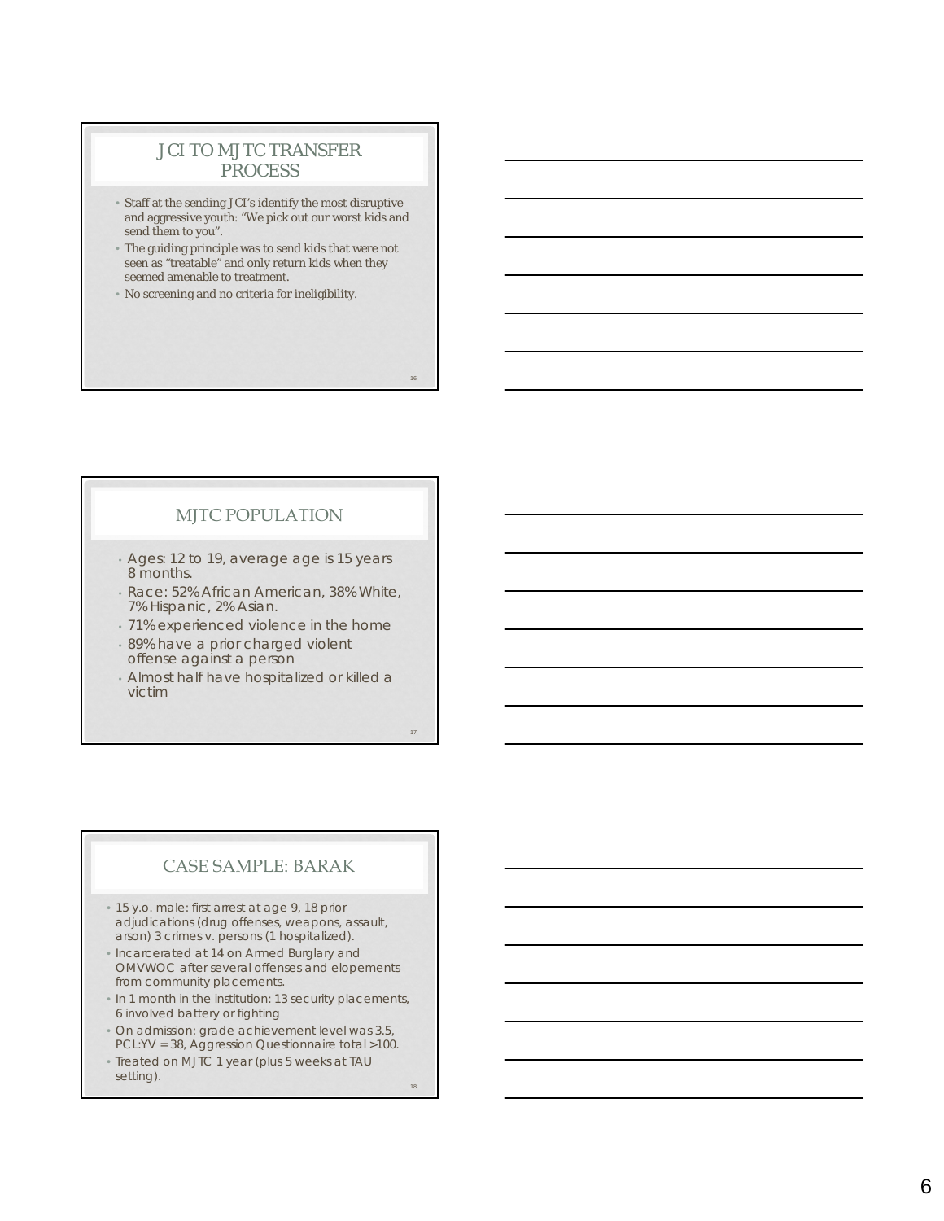## JCI TO MJTC TRANSFER PROCESS

- Staff at the sending JCI's identify the most disruptive and aggressive youth: "We pick out our worst kids and send them to you".
- The guiding principle was to send kids that were not seen as "treatable" and only return kids when they seemed amenable to treatment.
- No screening and no criteria for ineligibility.

## MJTC POPULATION

- Ages: 12 to 19, average age is 15 years 8 months.
- Race: 52% African American, 38% White, 7% Hispanic, 2% Asian.
- 71% experienced violence in the home
- 89% have a prior charged violent offense against a person
- Almost half have hospitalized or killed a victim

## CASE SAMPLE: BARAK

- 15 y.o. male: first arrest at age 9, 18 prior adjudications (drug offenses, weapons, assault, arson) 3 crimes v. persons (1 hospitalized).
- Incarcerated at 14 on Armed Burglary and OMVWOC after several offenses and elopements from community placements.
- In 1 month in the institution: 13 security placements, 6 involved battery or fighting
- On admission: grade achievement level was 3.5, PCL:YV = 38, Aggression Questionnaire total >100.
- Treated on MJTC 1 year (plus 5 weeks at TAU setting).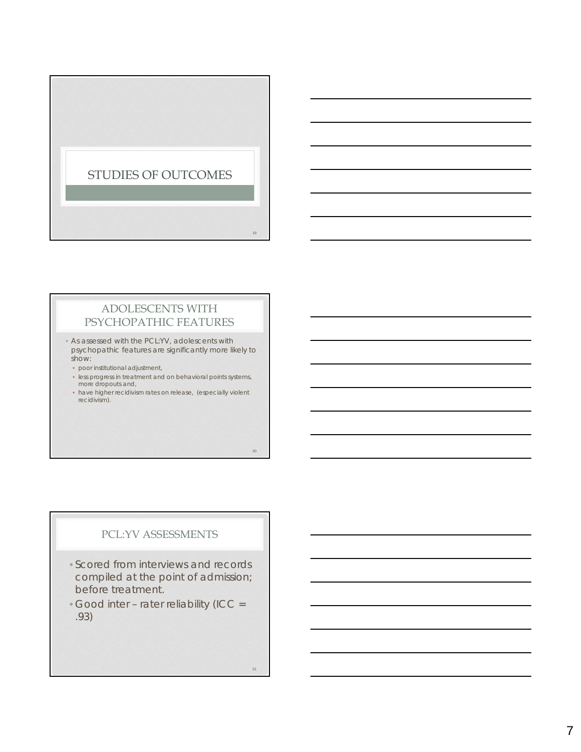## STUDIES OF OUTCOMES

## ADOLESCENTS WITH PSYCHOPATHIC FEATURES

- As assessed with the PCL:YV, adolescents with psychopathic features are significantly more likely to show:
  - poor institutional adjustment,
  - less progress in treatment and on behavioral points systems, more dropouts and,
  - have higher recidivism rates on release, (especially violent recidivism).

## PCL:YV ASSESSMENTS

- Scored from interviews and records compiled at the point of admission; before treatment.
- Good inter – rater reliability (ICC = .93)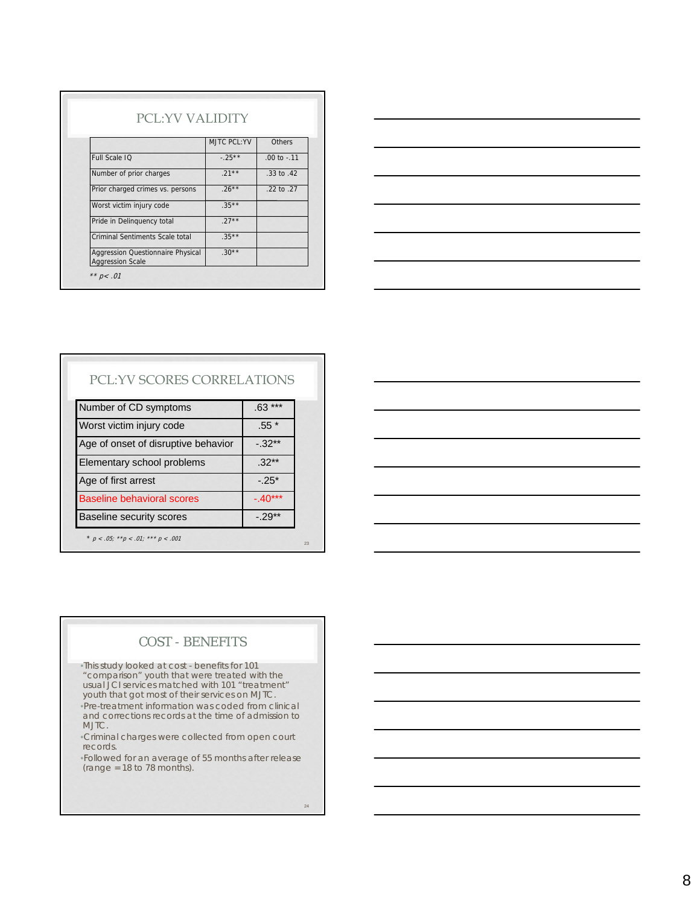## PCL:YV VALIDITY

| | MJTC PCL:YV | Others |
|---|---|---|
| Full Scale IQ | -.25** | .00 to -.11 |
| Number of prior charges | .21** | .33 to .42 |
| Prior charged crimes vs. persons | .26** | .22 to .27 |
| Worst victim injury code | .35** | |
| Pride in Delinquency total | .27** | |
| Criminal Sentiments Scale total | .35** | |
| Aggression Questionnaire Physical Aggression Scale | .30** | |

*** p< .01*

## PCL:YV SCORES CORRELATIONS

| | |
|---|---|
| Number of CD symptoms | .63 *** |
| Worst victim injury code | .55 * |
| Age of onset of disruptive behavior | -.32** |
| Elementary school problems | .32** |
| Age of first arrest | -.25* |
| Baseline behavioral scores | -.40*** |
| Baseline security scores | -.29** |

*\* p < .05; \*\*p < .01; \*\*\* p < .001*

## COST - BENEFITS

- This study looked at cost - benefits for 101 "comparison" youth that were treated with the usual JCI services matched with 101 "treatment" youth that got most of their services on MJTC.
- Pre-treatment information was coded from clinical and corrections records at the time of admission to MJTC.
- Criminal charges were collected from open court records.
- Followed for an average of 55 months after release (range = 18 to 78 months).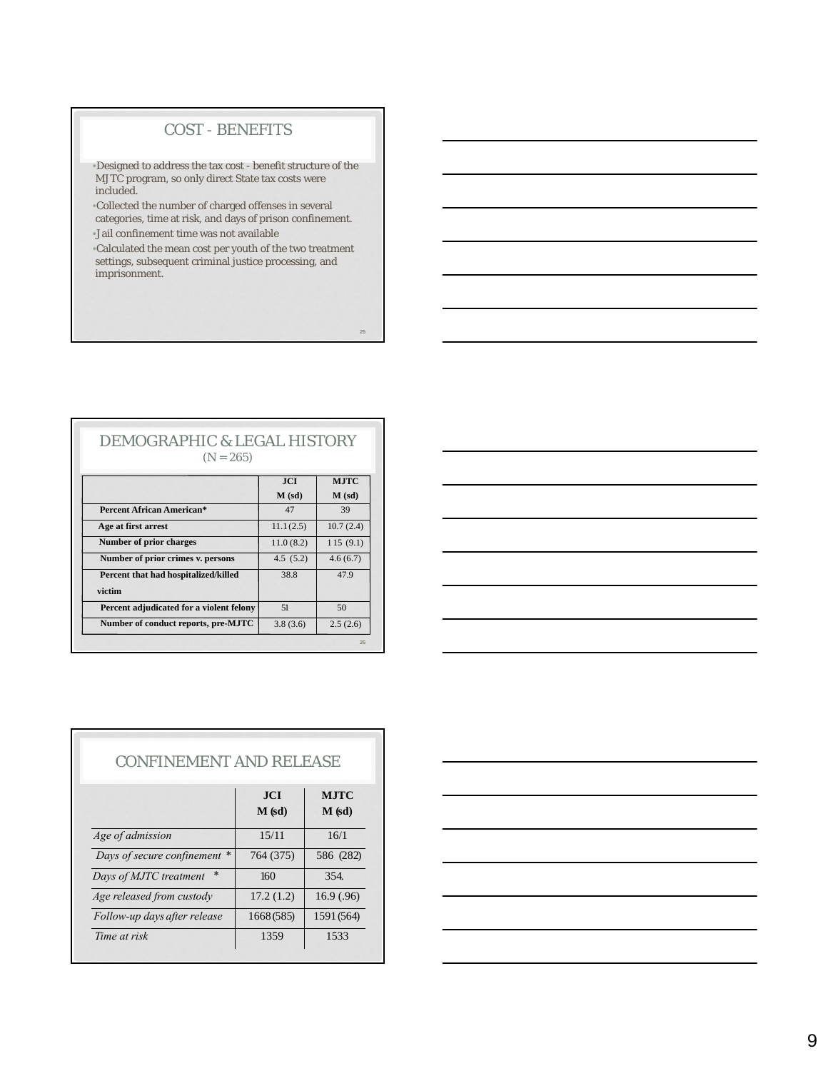## COST - BENEFITS

- Designed to address the tax cost - benefit structure of the MJTC program, so only direct State tax costs were included.
- Collected the number of charged offenses in several categories, time at risk, and days of prison confinement.
- Jail confinement time was not available
- Calculated the mean cost per youth of the two treatment settings, subsequent criminal justice processing, and imprisonment.

## DEMOGRAPHIC & LEGAL HISTORY

(N = 265)

| | JCI M (sd) | MJTC M (sd) |
|---|---|---|
| **Percent African American*** | 47 | 39 |
| **Age at first arrest** | 11.1 (2.5) | 10.7 (2.4) |
| **Number of prior charges** | 11.0 (8.2) | 1 15 (9.1) |
| **Number of prior crimes v. persons** | 4.5 (5.2) | 4.6 (6.7) |
| **Percent that had hospitalized/killed victim** | 38.8 | 47.9 |
| **Percent adjudicated for a violent felony** | 51 | 50 |
| **Number of conduct reports, pre-MJTC** | 3.8 (3.6) | 2.5 (2.6) |

## CONFINEMENT AND RELEASE

| | JCI M (sd) | MJTC M (sd) |
|---|---|---|
| *Age of admission* | 15/11 | 16/1 |
| *Days of secure confinement* * | 764 (375) | 586 (282) |
| *Days of MJTC treatment* * | 160 | 354. |
| *Age released from custody* | 17.2 (1.2) | 16.9 (.96) |
| *Follow-up days after release* | 1668 (585) | 1591 (564) |
| *Time at risk* | 1359 | 1533 |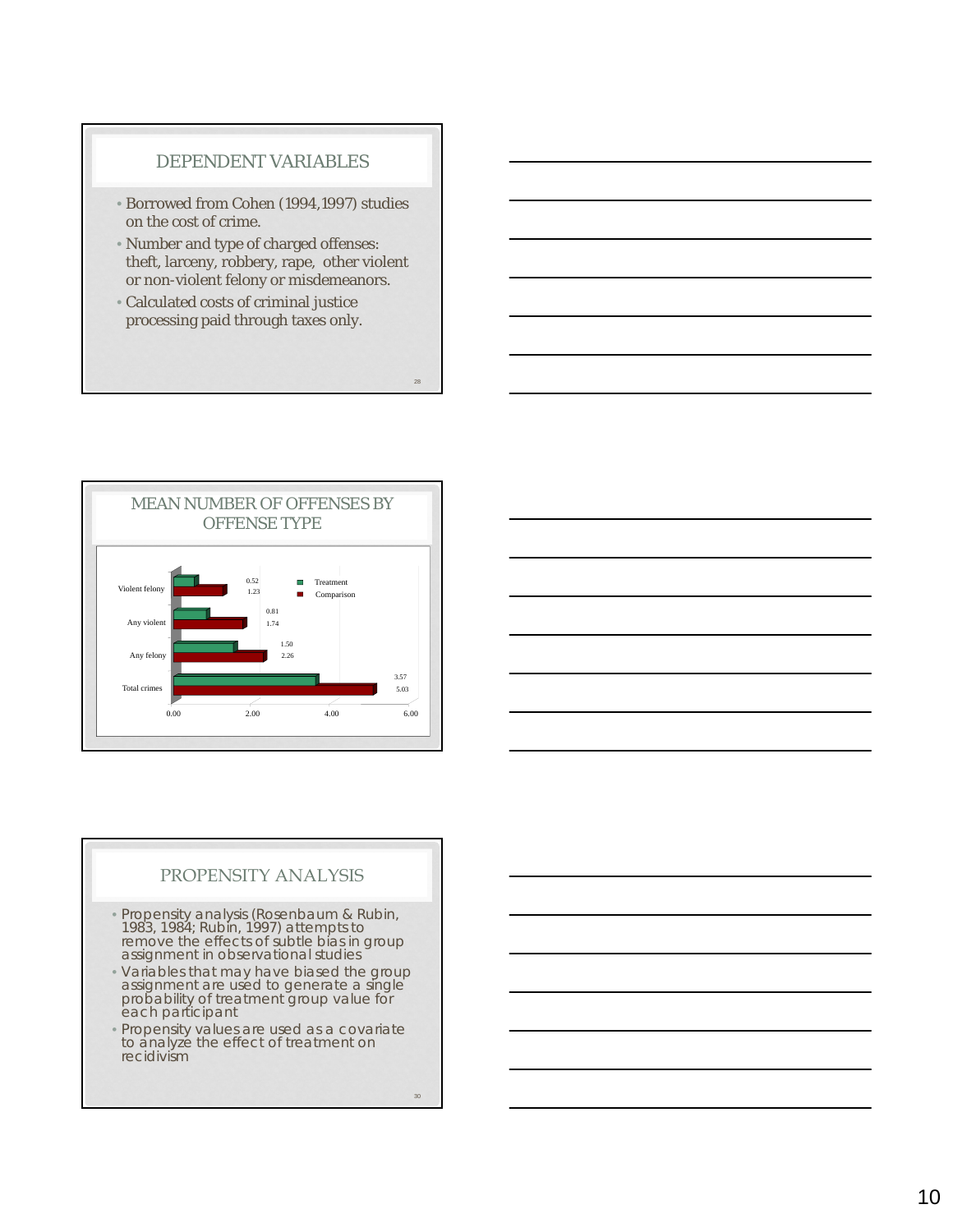## DEPENDENT VARIABLES

- Borrowed from Cohen (1994,1997) studies on the cost of crime.
- Number and type of charged offenses: theft, larceny, robbery, rape, other violent or non-violent felony or misdemeanors.
- Calculated costs of criminal justice processing paid through taxes only.

## MEAN NUMBER OF OFFENSES BY OFFENSE TYPE

| | Treatment | Comparison |
|---|---|---|
| Violent felony | 0.52 | 1.23 |
| Any violent | 0.81 | 1.74 |
| Any felony | 1.50 | 2.26 |
| Total crimes | 3.57 | 5.03 |

## PROPENSITY ANALYSIS

- Propensity analysis (Rosenbaum & Rubin, 1983, 1984; Rubin, 1997) attempts to remove the effects of subtle bias in group assignment in observational studies
- Variables that may have biased the group assignment are used to generate a single probability of treatment group value for each participant
- Propensity values are used as a covariate to analyze the effect of treatment on recidivism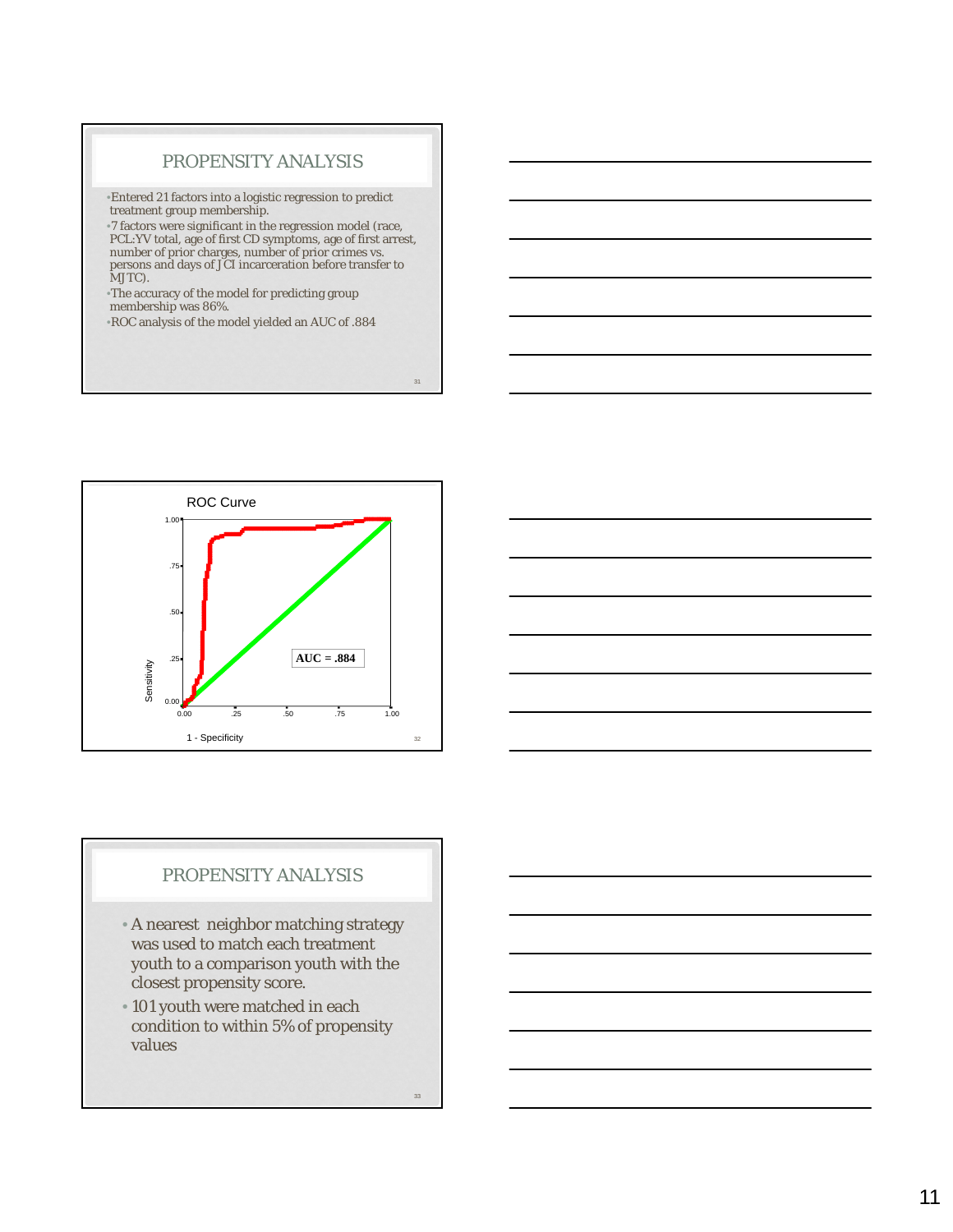## PROPENSITY ANALYSIS

- Entered 21 factors into a logistic regression to predict treatment group membership.
- 7 factors were significant in the regression model (race, PCL:YV total, age of first CD symptoms, age of first arrest, number of prior charges, number of prior crimes vs. persons and days of JCI incarceration before transfer to MJTC).
- The accuracy of the model for predicting group membership was 86%.
- ROC analysis of the model yielded an AUC of .884

ROC Curve

AUC = .884

Sensitivity

1 - Specificity

## PROPENSITY ANALYSIS

- A nearest neighbor matching strategy was used to match each treatment youth to a comparison youth with the closest propensity score.
- 101 youth were matched in each condition to within 5% of propensity values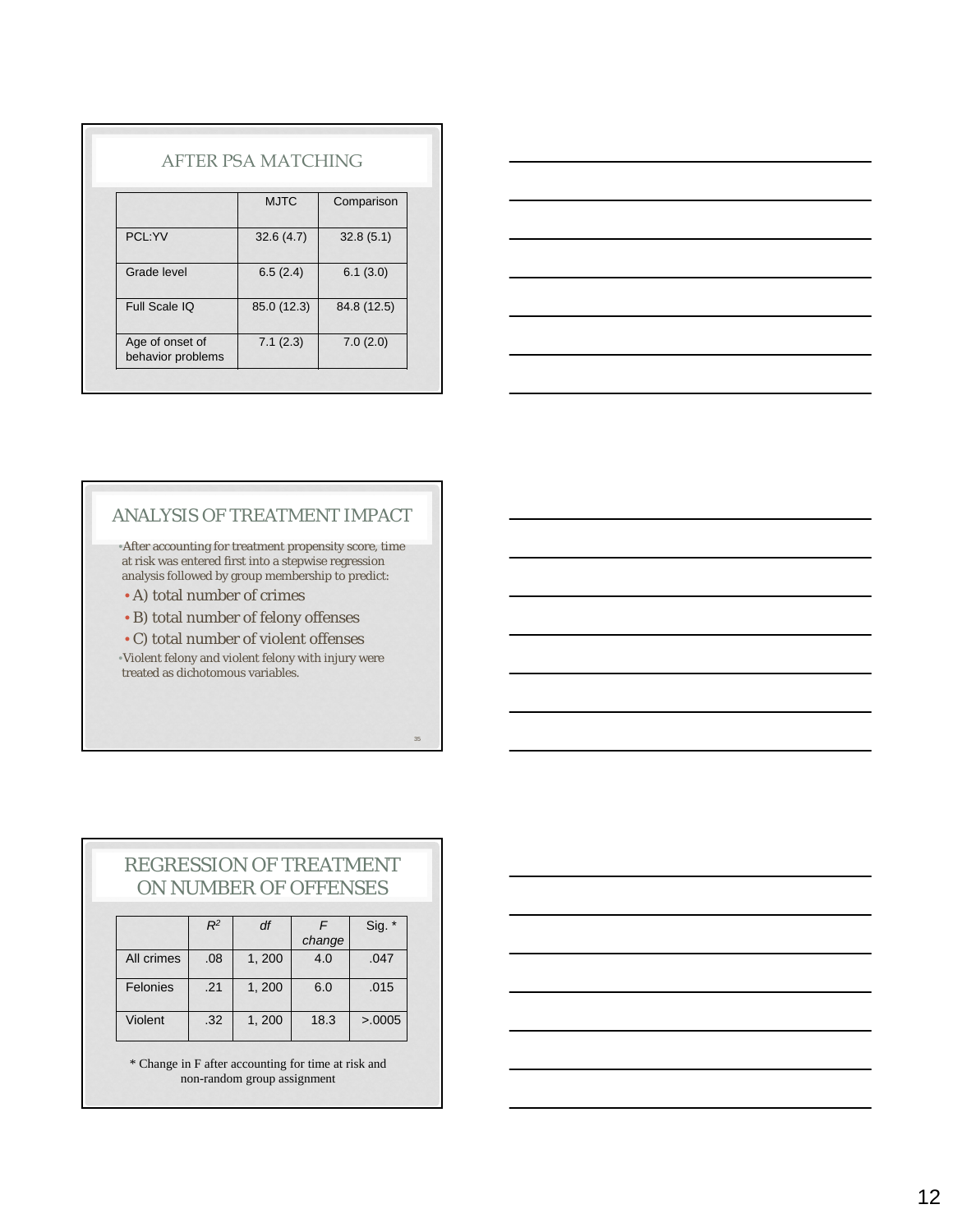## AFTER PSA MATCHING

| | MJTC | Comparison |
|---|---|---|
| PCL:YV | 32.6 (4.7) | 32.8 (5.1) |
| Grade level | 6.5 (2.4) | 6.1 (3.0) |
| Full Scale IQ | 85.0 (12.3) | 84.8 (12.5) |
| Age of onset of behavior problems | 7.1 (2.3) | 7.0 (2.0) |

## ANALYSIS OF TREATMENT IMPACT

- After accounting for treatment propensity score, time at risk was entered first into a stepwise regression analysis followed by group membership to predict:
  - A) total number of crimes
  - B) total number of felony offenses
  - C) total number of violent offenses
- Violent felony and violent felony with injury were treated as dichotomous variables.

## REGRESSION OF TREATMENT ON NUMBER OF OFFENSES

| | $R^2$ | *df* | *F change* | Sig. * |
|---|---|---|---|---|
| All crimes | .08 | 1, 200 | 4.0 | .047 |
| Felonies | .21 | 1, 200 | 6.0 | .015 |
| Violent | .32 | 1, 200 | 18.3 | >.0005 |

* Change in F after accounting for time at risk and non-random group assignment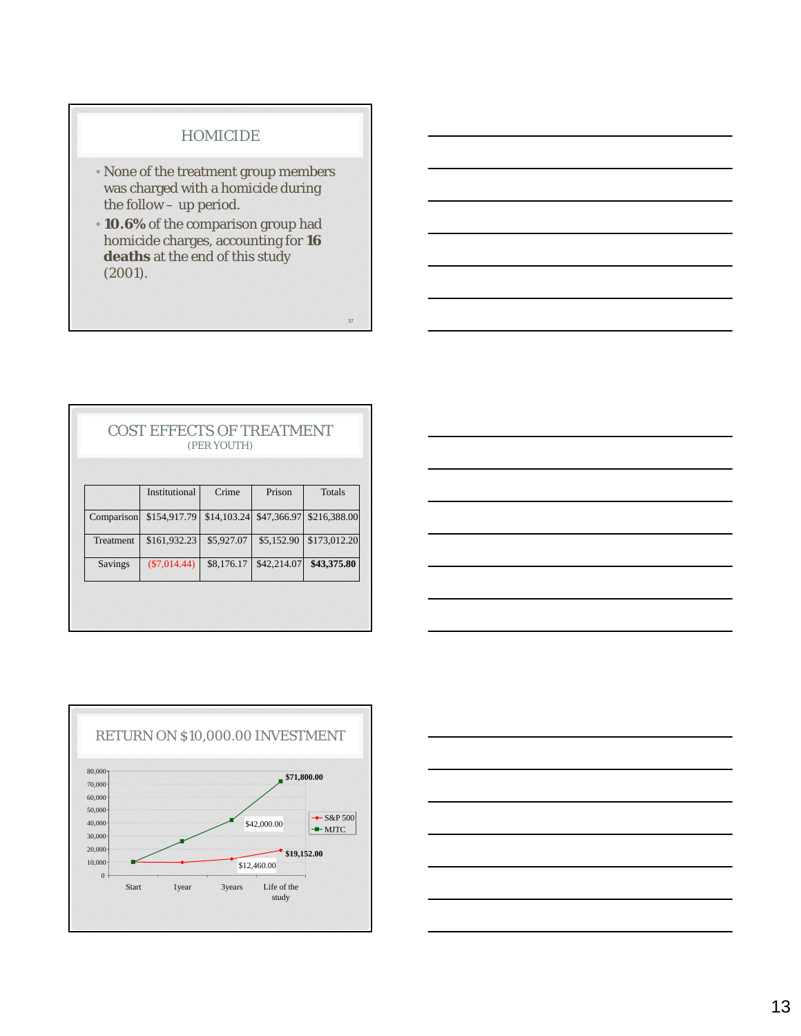## HOMICIDE

- None of the treatment group members was charged with a homicide during the follow – up period.
- **10.6%** of the comparison group had homicide charges, accounting for **16 deaths** at the end of this study (2001).

## COST EFFECTS OF TREATMENT

(PER YOUTH)

| | Institutional | Crime | Prison | Totals |
|---|---|---|---|---|
| Comparison | $154,917.79 | $14,103.24 | $47,366.97 | $216,388.00 |
| Treatment | $161,932.23 | $5,927.07 | $5,152.90 | $173,012.20 |
| Savings | ($7,014.44) | $8,176.17 | $42,214.07 | **$43,375.80** |

## RETURN ON $10,000.00 INVESTMENT

| | Start | 1year | 3years | Life of the study |
|---|---|---|---|---|
| S&P 500 | | | $12,460.00 | $19,152.00 |
| MJTC | | | $42,000.00 | $71,800.00 |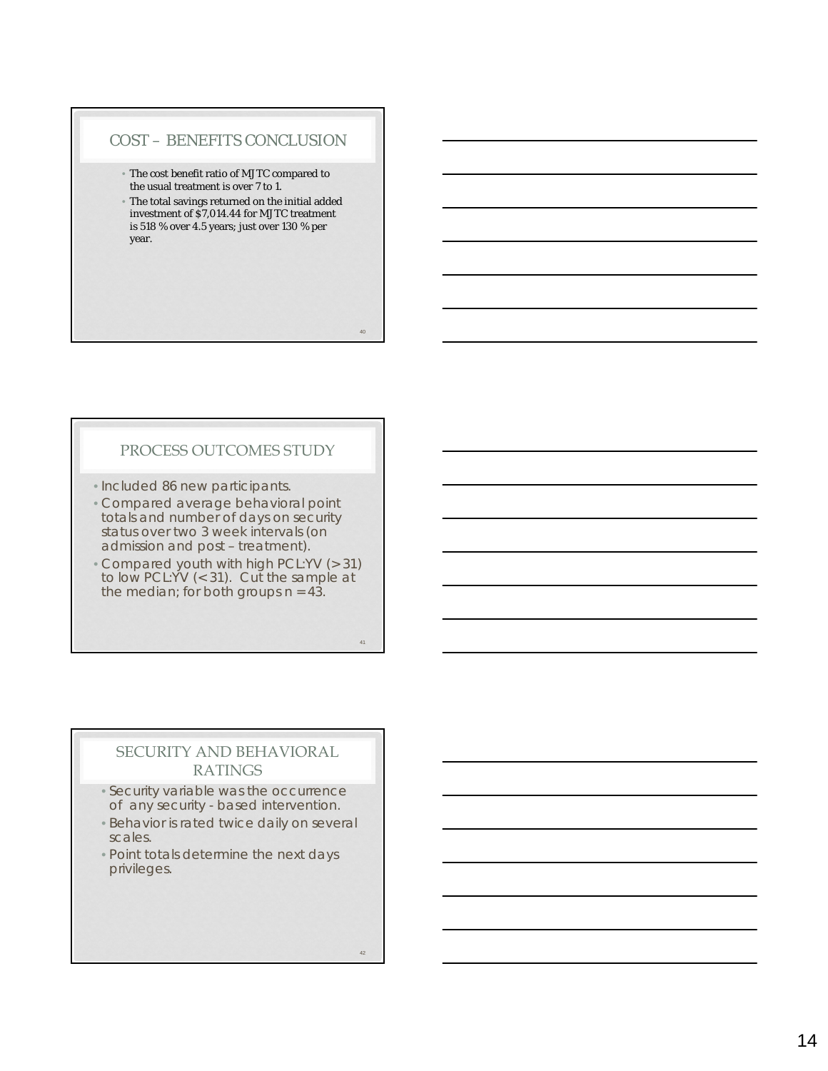## COST – BENEFITS CONCLUSION

- The cost benefit ratio of MJTC compared to the usual treatment is over 7 to 1.
- The total savings returned on the initial added investment of $7,014.44 for MJTC treatment is 518 % over 4.5 years; just over 130 % per year.

## PROCESS OUTCOMES STUDY

- Included 86 new participants.
- Compared average behavioral point totals and number of days on security status over two 3 week intervals (on admission and post – treatment).
- Compared youth with high PCL:YV (> 31) to low PCL:YV (< 31). Cut the sample at the median; for both groups n = 43.

## SECURITY AND BEHAVIORAL RATINGS

- Security variable was the occurrence of any security - based intervention.
- Behavior is rated twice daily on several scales.
- Point totals determine the next days privileges.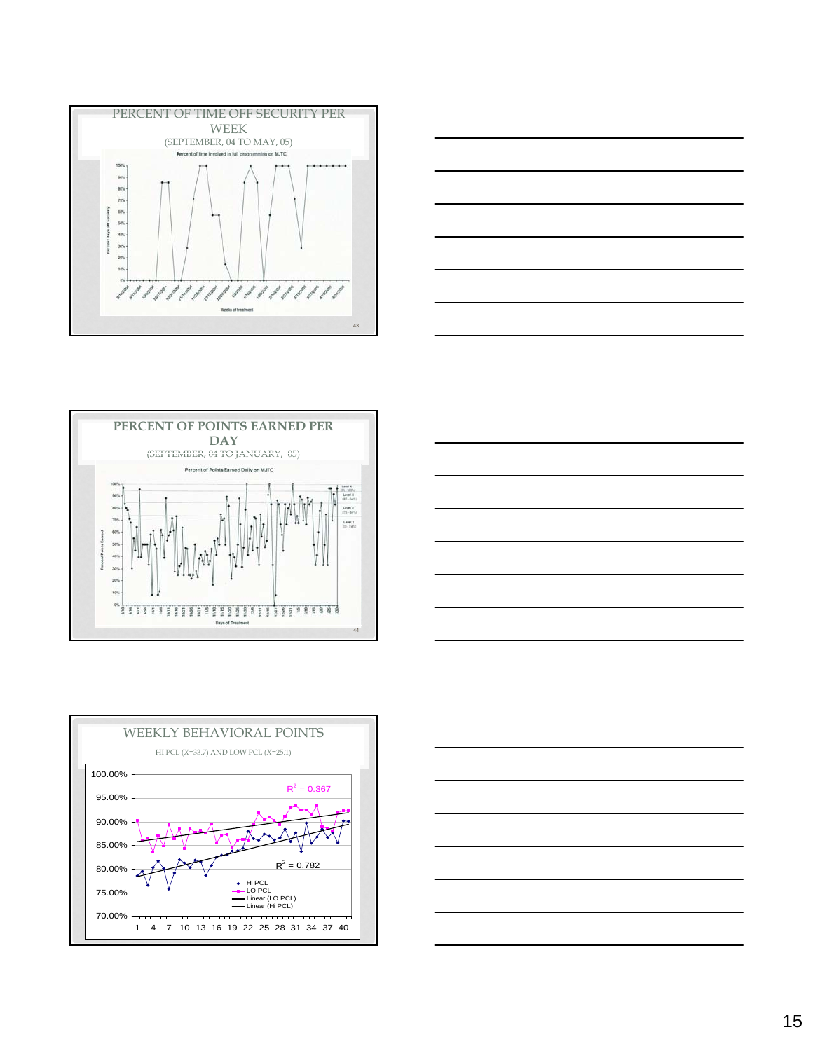## PERCENT OF TIME OFF SECURITY PER WEEK

(SEPTEMBER, 04 TO MAY, 05)

Percent of time involved in full programming on MJTC

## PERCENT OF POINTS EARNED PER DAY

(SEPTEMBER, 04 TO JANUARY, 05)

Percent of Points Earned Daily on MJTC

## WEEKLY BEHAVIORAL POINTS

HI PCL ($\bar{X}$=33.7) AND LOW PCL ($\bar{X}$=25.1)

$R^2 = 0.367$

$R^2 = 0.782$

Hi PCL
LO PCL
Linear (LO PCL)
Linear (Hi PCL)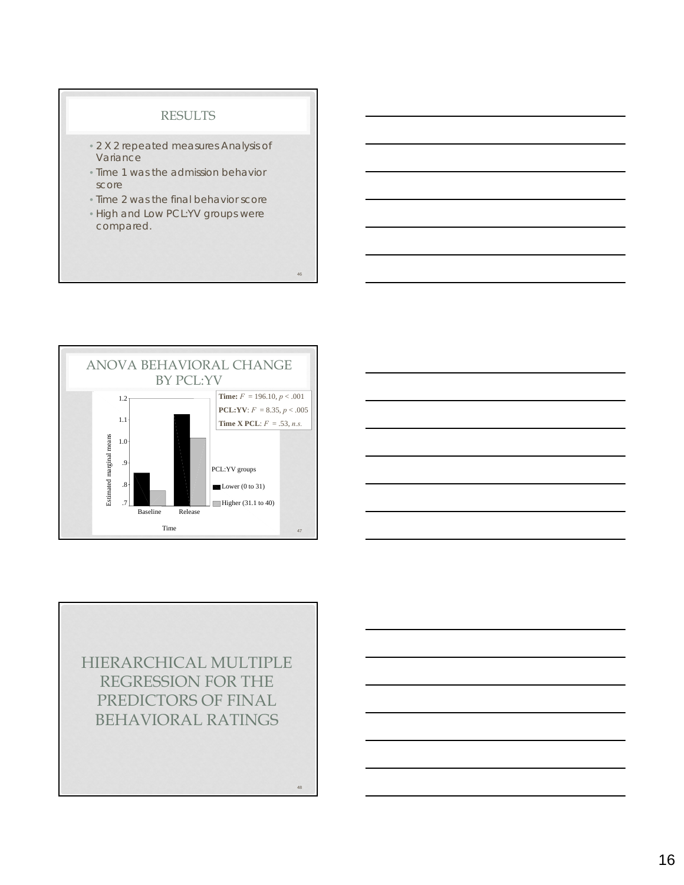## RESULTS

- 2 X 2 repeated measures Analysis of Variance
- Time 1 was the admission behavior score
- Time 2 was the final behavior score
- High and Low PCL:YV groups were compared.

## ANOVA BEHAVIORAL CHANGE BY PCL:YV

**Time:** $F = 196.10$, $p < .001$
**PCL:YV**: $F = 8.35$, $p < .005$
**Time X PCL**: $F = .53$, *n.s.*

Estimated marginal means

1.2
1.1
1.0
.9
.8
.7

Baseline Release

Time

PCL:YV groups
Lower (0 to 31)
Higher (31.1 to 40)

## HIERARCHICAL MULTIPLE REGRESSION FOR THE PREDICTORS OF FINAL BEHAVIORAL RATINGS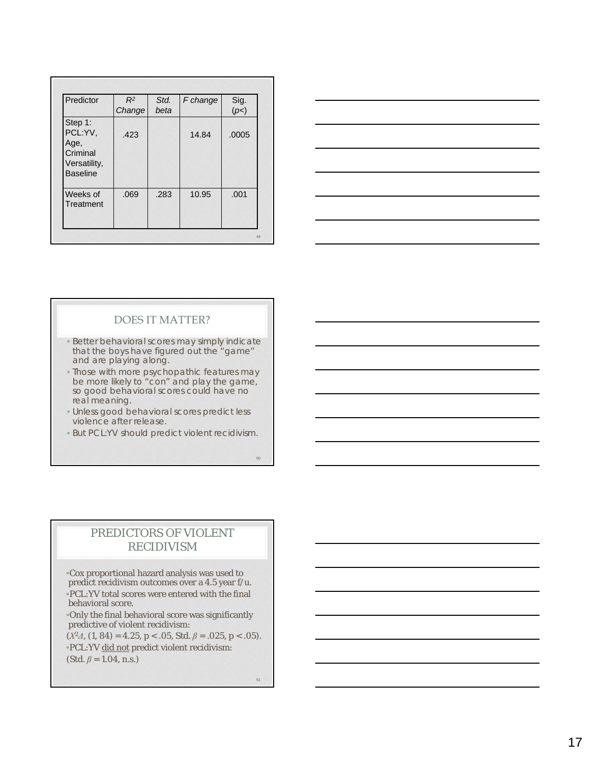| Predictor | $R^2$ Change | Std. beta | F change | Sig. ($p$<) |
|---|---|---|---|---|
| Step 1: PCL:YV, Age, Criminal Versatility, Baseline | .423 | | 14.84 | .0005 |
| Weeks of Treatment | .069 | .283 | 10.95 | .001 |

## DOES IT MATTER?

- Better behavioral scores may simply indicate that the boys have figured out the "game" and are playing along.
- Those with more psychopathic features may be more likely to "con" and play the game, so good behavioral scores could have no real meaning.
- Unless good behavioral scores predict less violence after release.
- But PCL:YV should predict violent recidivism.

## PREDICTORS OF VIOLENT RECIDIVISM

- Cox proportional hazard analysis was used to predict recidivism outcomes over a 4.5 year f/u.
- PCL:YV total scores were entered with the final behavioral score.
- Only the final behavioral score was significantly predictive of violent recidivism:

($X^2\Delta$, (1, 84) = 4.25, $p < .05$, Std. $\beta = .025$, $p < .05$).

- PCL:YV <u>did not</u> predict violent recidivism:

(Std. $\beta = 1.04$, n.s.)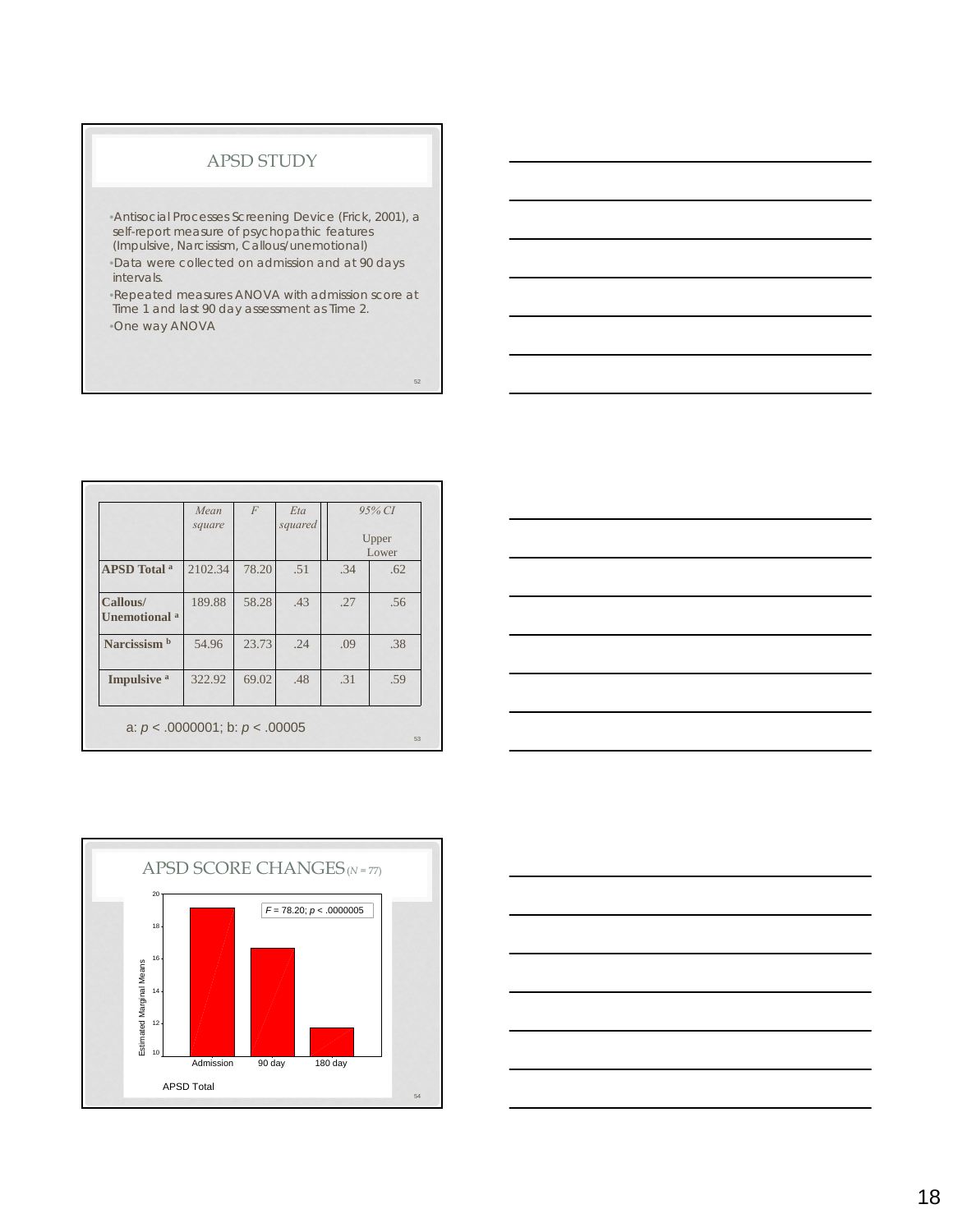## APSD STUDY

- Antisocial Processes Screening Device (Frick, 2001), a self-report measure of psychopathic features (Impulsive, Narcissism, Callous/unemotional)
- Data were collected on admission and at 90 days intervals.
- Repeated measures ANOVA with admission score at Time 1 and last 90 day assessment as Time 2.
- One way ANOVA

| | *Mean square* | *F* | *Eta squared* | *95% CI* Upper | Lower |
|---|---|---|---|---|---|
| **APSD Total** [a] | 2102.34 | 78.20 | .51 | .34 | .62 |
| **Callous/ Unemotional** [a] | 189.88 | 58.28 | .43 | .27 | .56 |
| **Narcissism** [b] | 54.96 | 23.73 | .24 | .09 | .38 |
| **Impulsive** [a] | 322.92 | 69.02 | .48 | .31 | .59 |

a: $p < .0000001$; b: $p < .00005$

## APSD SCORE CHANGES ($N = 77$)

$F = 78.20$; $p < .0000005$

Estimated Marginal Means

Admission | 90 day | 180 day

APSD Total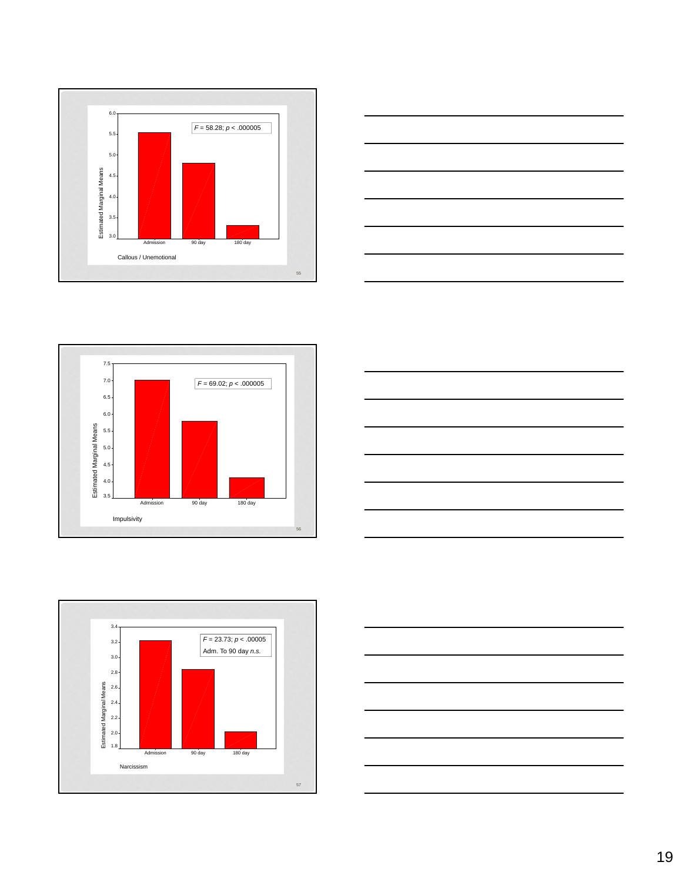Callous / Unemotional

Estimated Marginal Means (Admission, 90 day, 180 day)

$F = 58.28$; $p < .000005$

Impulsivity

Estimated Marginal Means (Admission, 90 day, 180 day)

$F = 69.02$; $p < .000005$

Narcissism

Estimated Marginal Means (Admission, 90 day, 180 day)

$F = 23.73$; $p < .00005$

Adm. To 90 day *n.s.*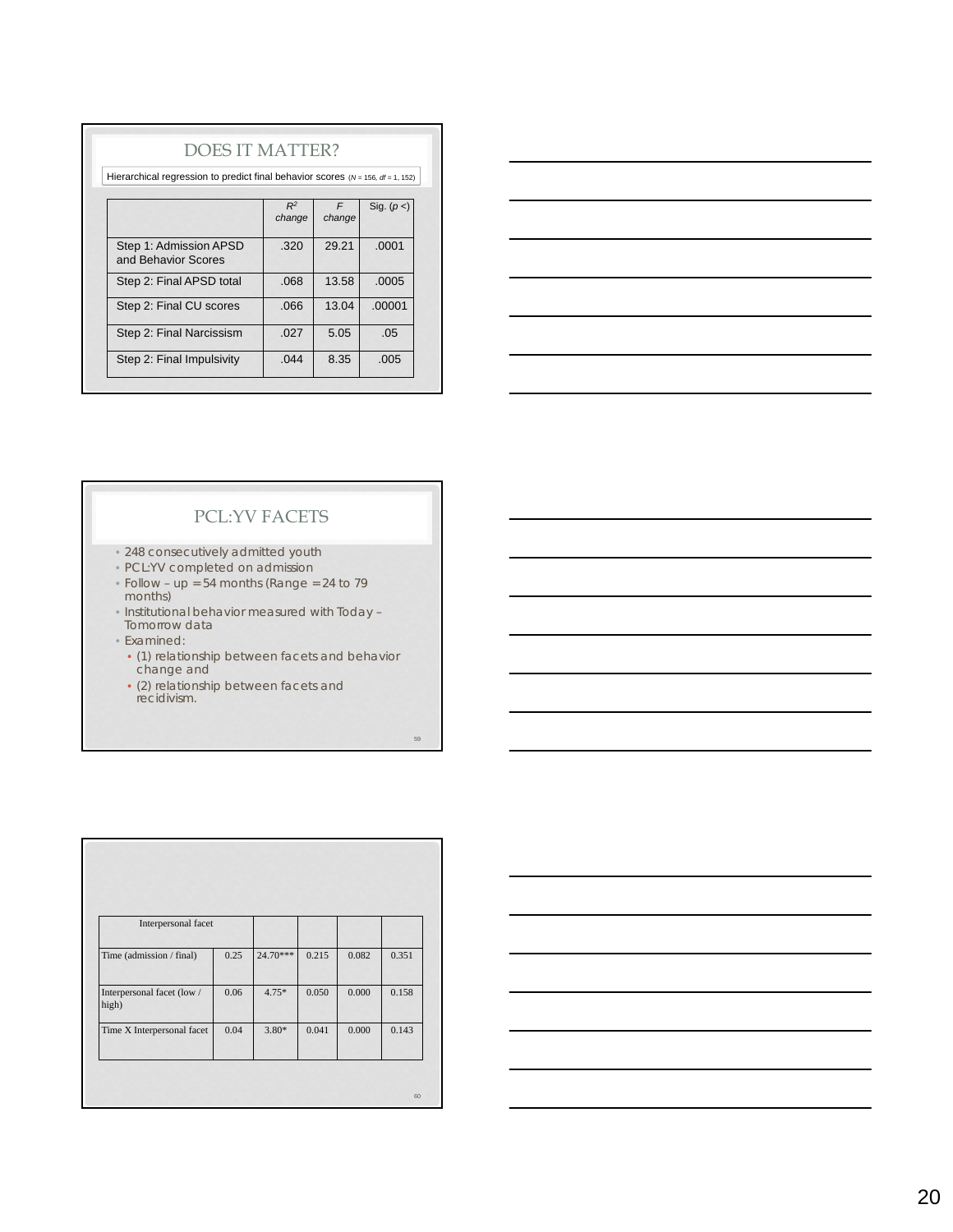## DOES IT MATTER?

Hierarchical regression to predict final behavior scores ($N = 156$, $df = 1, 152$)

| | $R^2$ change | $F$ change | Sig. ($p <$) |
|---|---|---|---|
| Step 1: Admission APSD and Behavior Scores | .320 | 29.21 | .0001 |
| Step 2: Final APSD total | .068 | 13.58 | .0005 |
| Step 2: Final CU scores | .066 | 13.04 | .00001 |
| Step 2: Final Narcissism | .027 | 5.05 | .05 |
| Step 2: Final Impulsivity | .044 | 8.35 | .005 |

## PCL:YV FACETS

- 248 consecutively admitted youth
- PCL:YV completed on admission
- Follow – up = 54 months (Range = 24 to 79 months)
- Institutional behavior measured with Today – Tomorrow data
- Examined:
  - (1) relationship between facets and behavior change and
  - (2) relationship between facets and recidivism.

| Interpersonal facet | | | | | |
|---|---|---|---|---|---|
| Time (admission / final) | 0.25 | 24.70*** | 0.215 | 0.082 | 0.351 |
| Interpersonal facet (low / high) | 0.06 | 4.75* | 0.050 | 0.000 | 0.158 |
| Time X Interpersonal facet | 0.04 | 3.80* | 0.041 | 0.000 | 0.143 |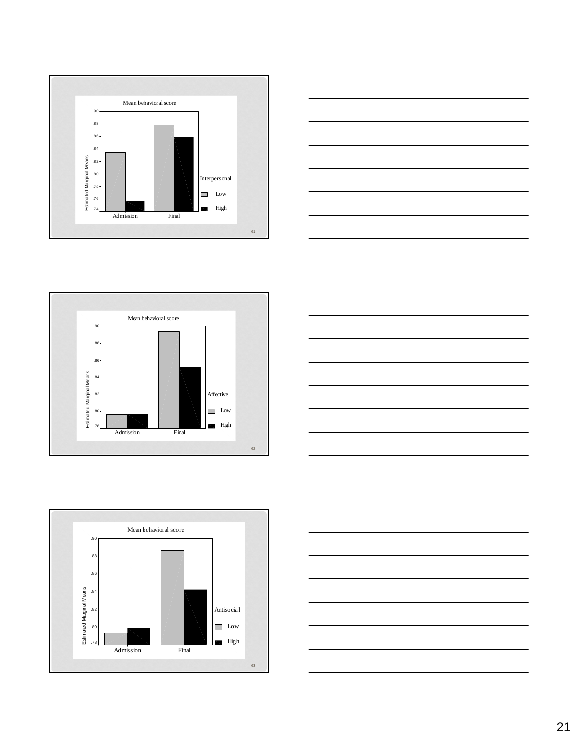Mean behavioral score

Estimated Marginal Means

.90 .88 .86 .84 .82 .80 .78 .76 .74

Admission Final

Interpersonal

Low

High

Mean behavioral score

Estimated Marginal Means

.90 .88 .86 .84 .82 .80 .78

Admission Final

Affective

Low

High

Mean behavioral score

Estimated Marginal Means

.90 .88 .86 .84 .82 .80 .78

Admission Final

Antisocial

Low

High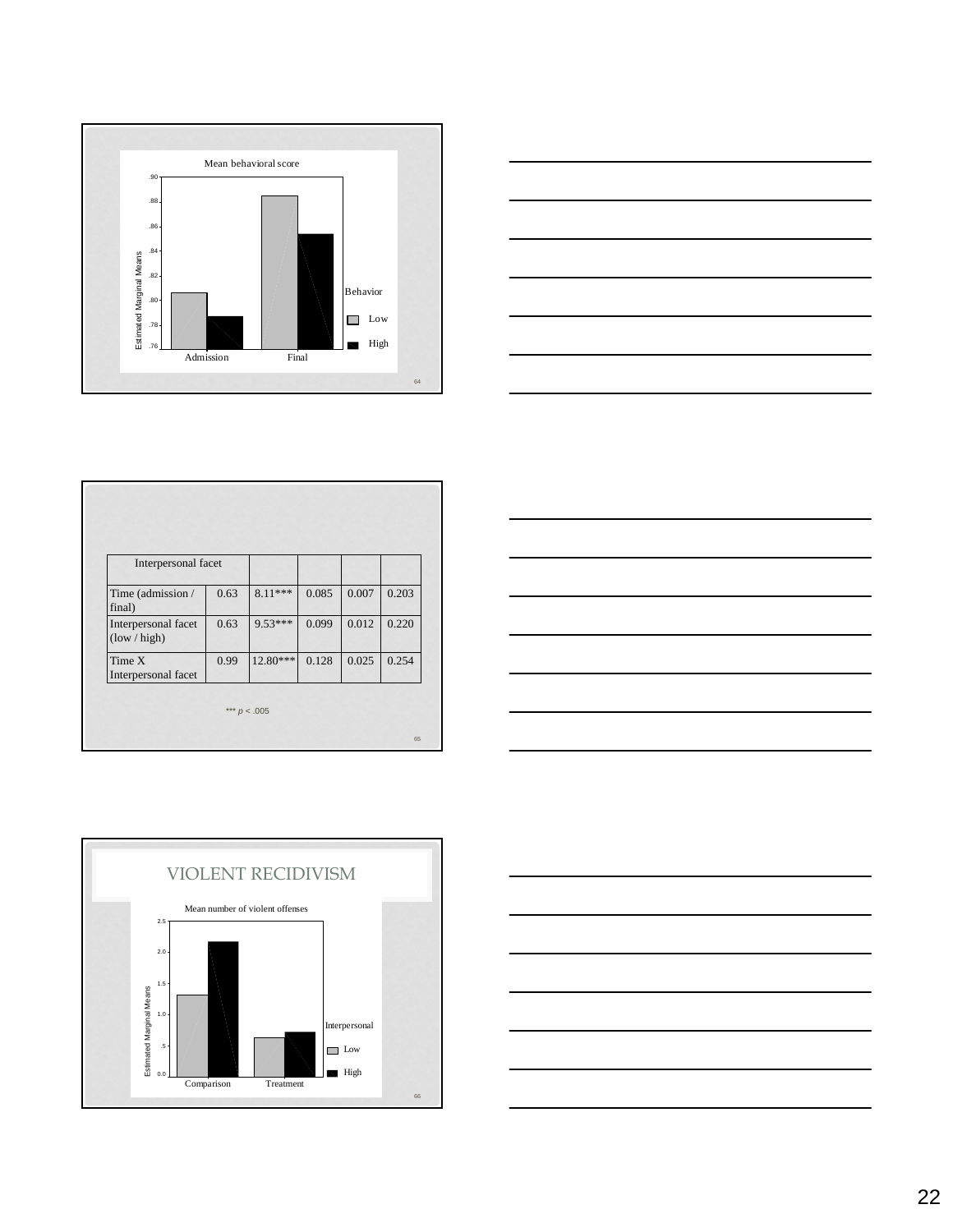Mean behavioral score

| Estimated Marginal Means | Admission | Final |
|---|---|---|
| Behavior: Low | | |
| Behavior: High | | |

| Interpersonal facet | | | | | |
|---|---|---|---|---|---|
| Time (admission / final) | 0.63 | 8.11*** | 0.085 | 0.007 | 0.203 |
| Interpersonal facet (low / high) | 0.63 | 9.53*** | 0.099 | 0.012 | 0.220 |
| Time X Interpersonal facet | 0.99 | 12.80*** | 0.128 | 0.025 | 0.254 |

*** $p < .005$

# VIOLENT RECIDIVISM

Mean number of violent offenses

Estimated Marginal Means — Comparison, Treatment — Interpersonal: Low, High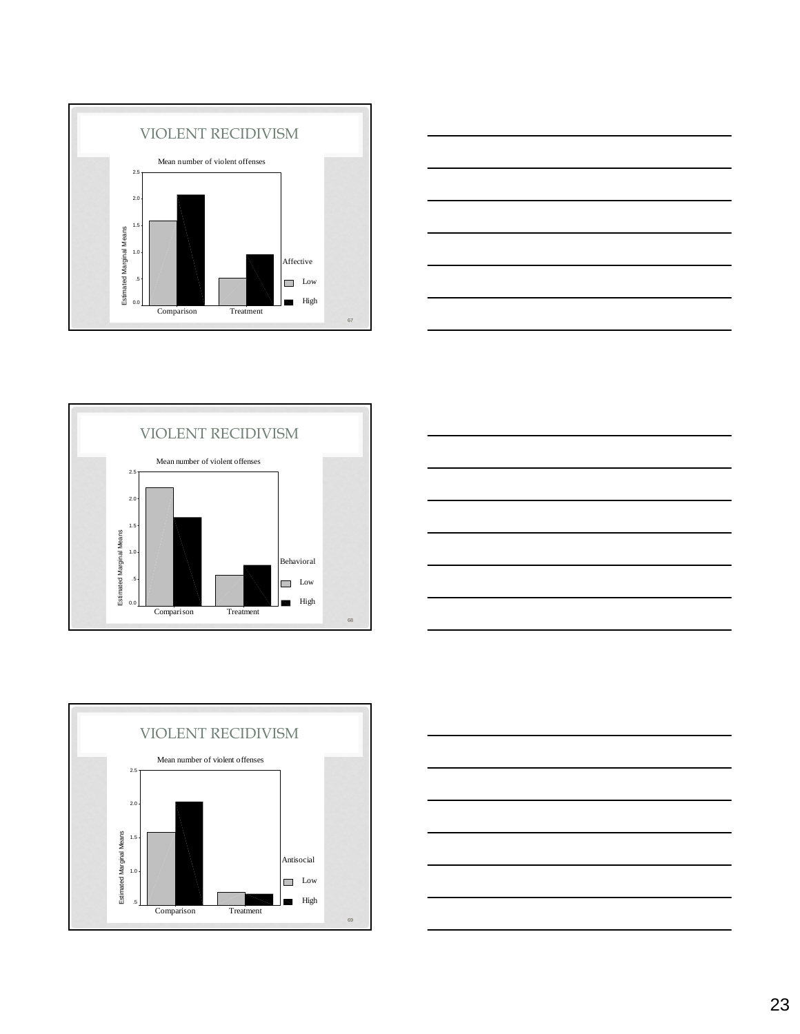# VIOLENT RECIDIVISM

Mean number of violent offenses

Estimated Marginal Means

2.5
2.0
1.5
1.0
.5
0.0

Comparison | Treatment

Affective
Low
High

# VIOLENT RECIDIVISM

Mean number of violent offenses

Estimated Marginal Means

2.5
2.0
1.5
1.0
.5
0.0

Comparison | Treatment

Behavioral
Low
High

# VIOLENT RECIDIVISM

Mean number of violent offenses

Estimated Marginal Means

2.5
2.0
1.5
1.0
.5

Comparison | Treatment

Antisocial
Low
High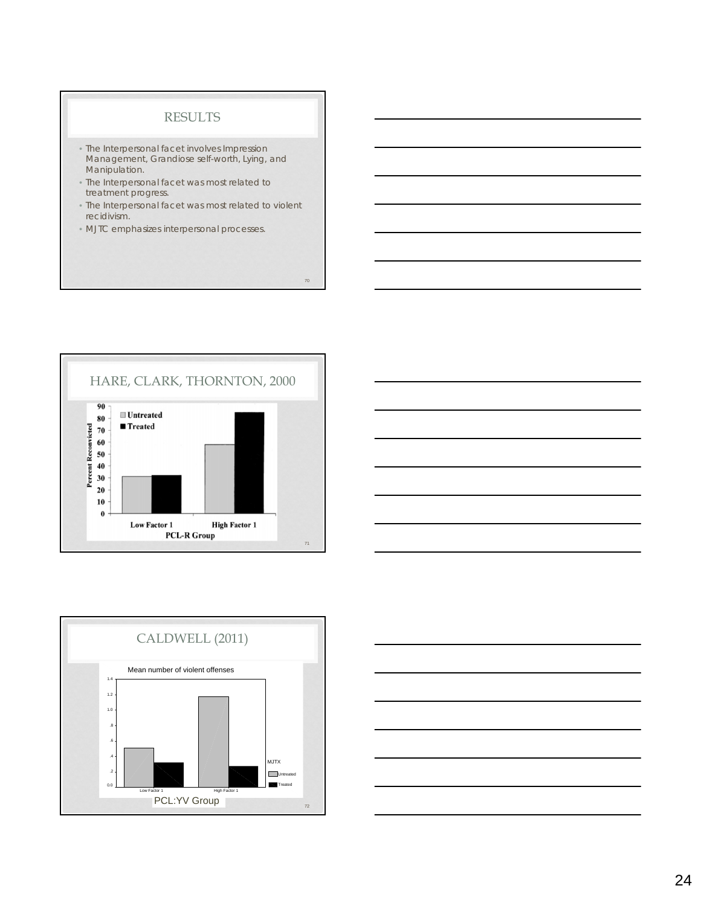## RESULTS

- The Interpersonal facet involves Impression Management, Grandiose self-worth, Lying, and Manipulation.
- The Interpersonal facet was most related to treatment progress.
- The Interpersonal facet was most related to violent recidivism.
- MJTC emphasizes interpersonal processes.

## HARE, CLARK, THORNTON, 2000

Percent Reconvicted

Untreated / Treated

Low Factor 1 / High Factor 1

PCL-R Group

## CALDWELL (2011)

Mean number of violent offenses

MJTX: Untreated / Treated

Low Factor 1 / High Factor 1

PCL:YV Group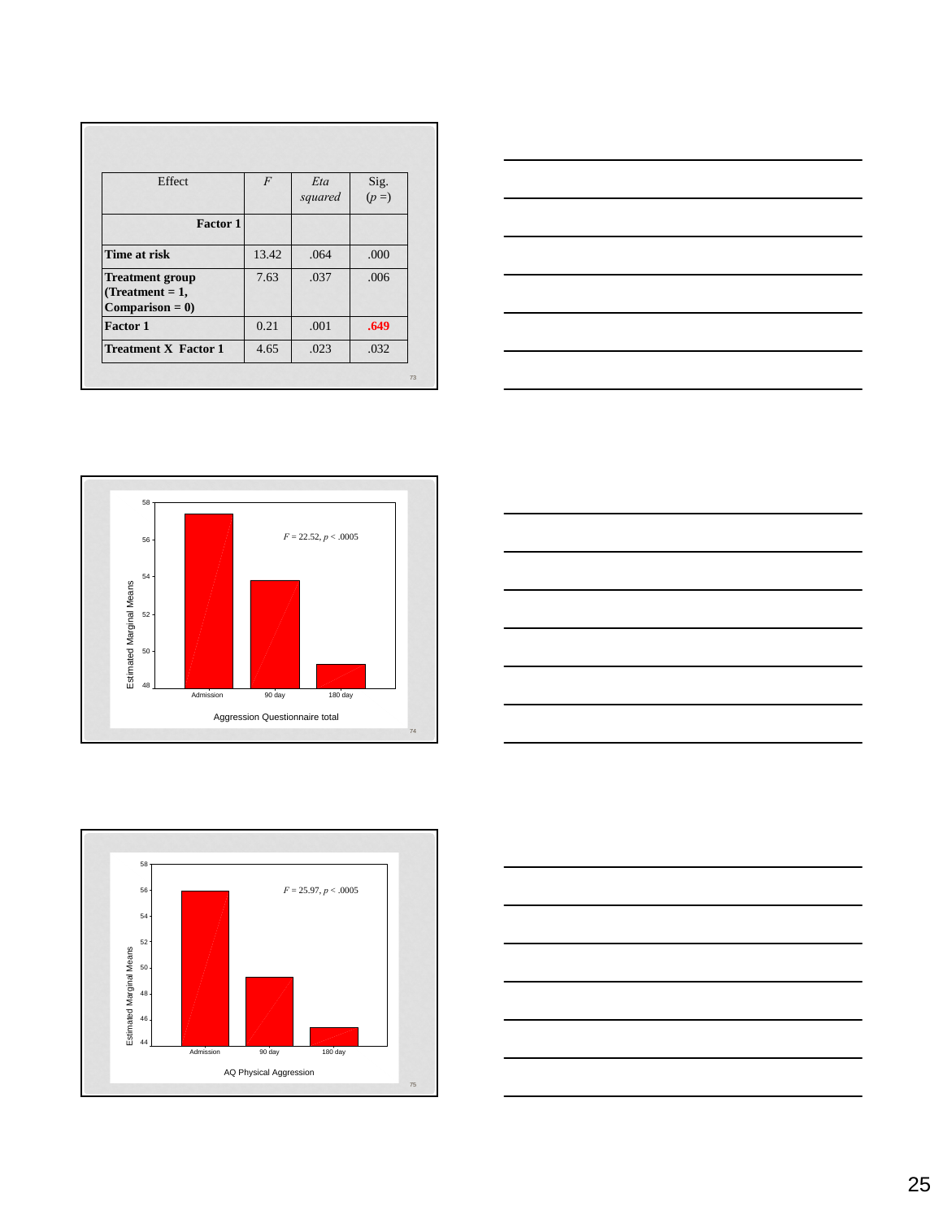| Effect | *F* | *Eta squared* | Sig. ($p$ =) |
|---|---|---|---|
| **Factor 1** | | | |
| **Time at risk** | 13.42 | .064 | .000 |
| **Treatment group (Treatment = 1, Comparison = 0)** | 7.63 | .037 | .006 |
| **Factor 1** | 0.21 | .001 | **.649** |
| **Treatment X Factor 1** | 4.65 | .023 | .032 |

Estimated Marginal Means

$F$ = 22.52, $p$ < .0005

Admission | 90 day | 180 day

Aggression Questionnaire total

Estimated Marginal Means

$F$ = 25.97, $p$ < .0005

Admission | 90 day | 180 day

AQ Physical Aggression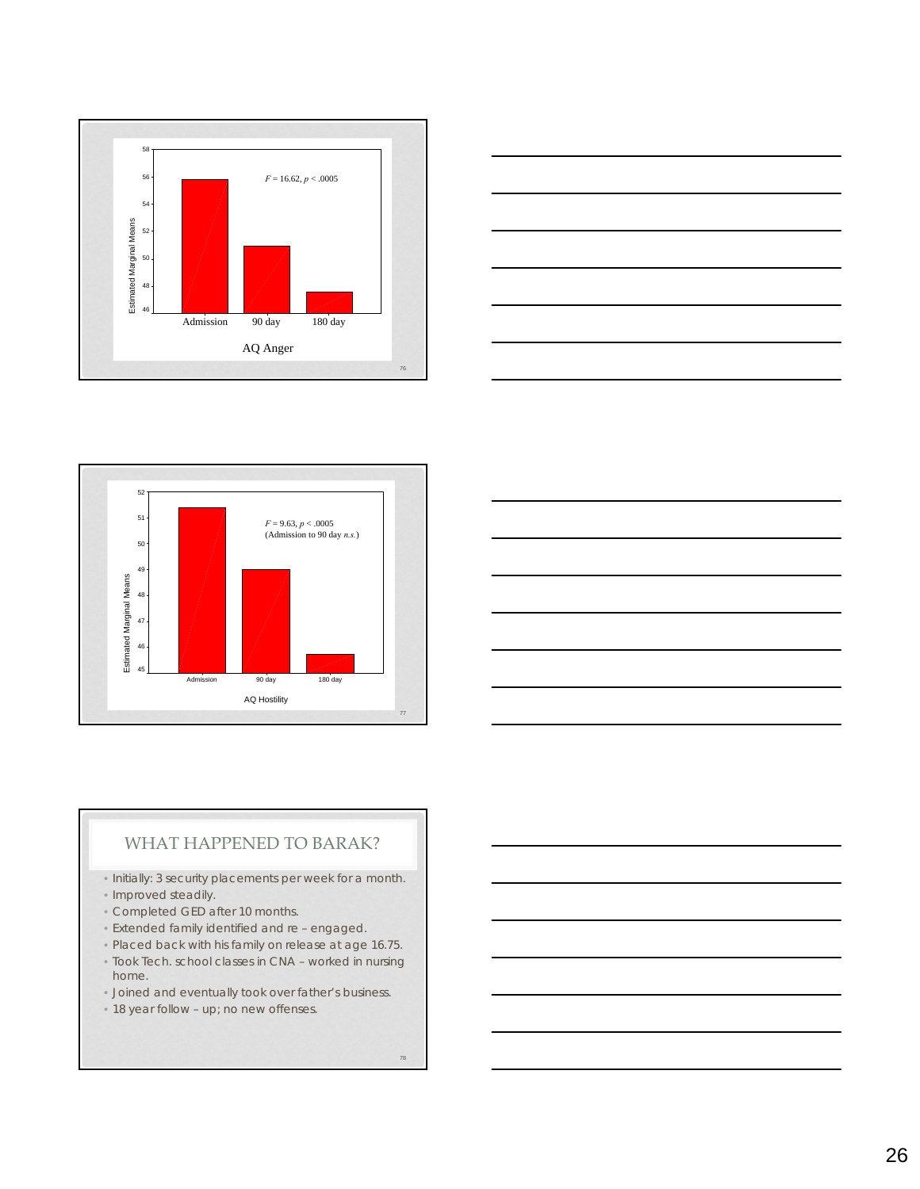Estimated Marginal Means

AQ Anger

| | Admission | 90 day | 180 day |
|---|---|---|---|
| AQ Anger | ~55.8 | ~51 | ~47.6 |

$F = 16.62$, $p < .0005$

Estimated Marginal Means

AQ Hostility

| | Admission | 90 day | 180 day |
|---|---|---|---|
| AQ Hostility | ~51.4 | ~49 | ~45.7 |

$F = 9.63$, $p < .0005$
(Admission to 90 day *n.s.*)

## WHAT HAPPENED TO BARAK?

- Initially: 3 security placements per week for a month.
- Improved steadily.
- Completed GED after 10 months.
- Extended family identified and re – engaged.
- Placed back with his family on release at age 16.75.
- Took Tech. school classes in CNA – worked in nursing home.
- Joined and eventually took over father's business.
- 18 year follow – up; no new offenses.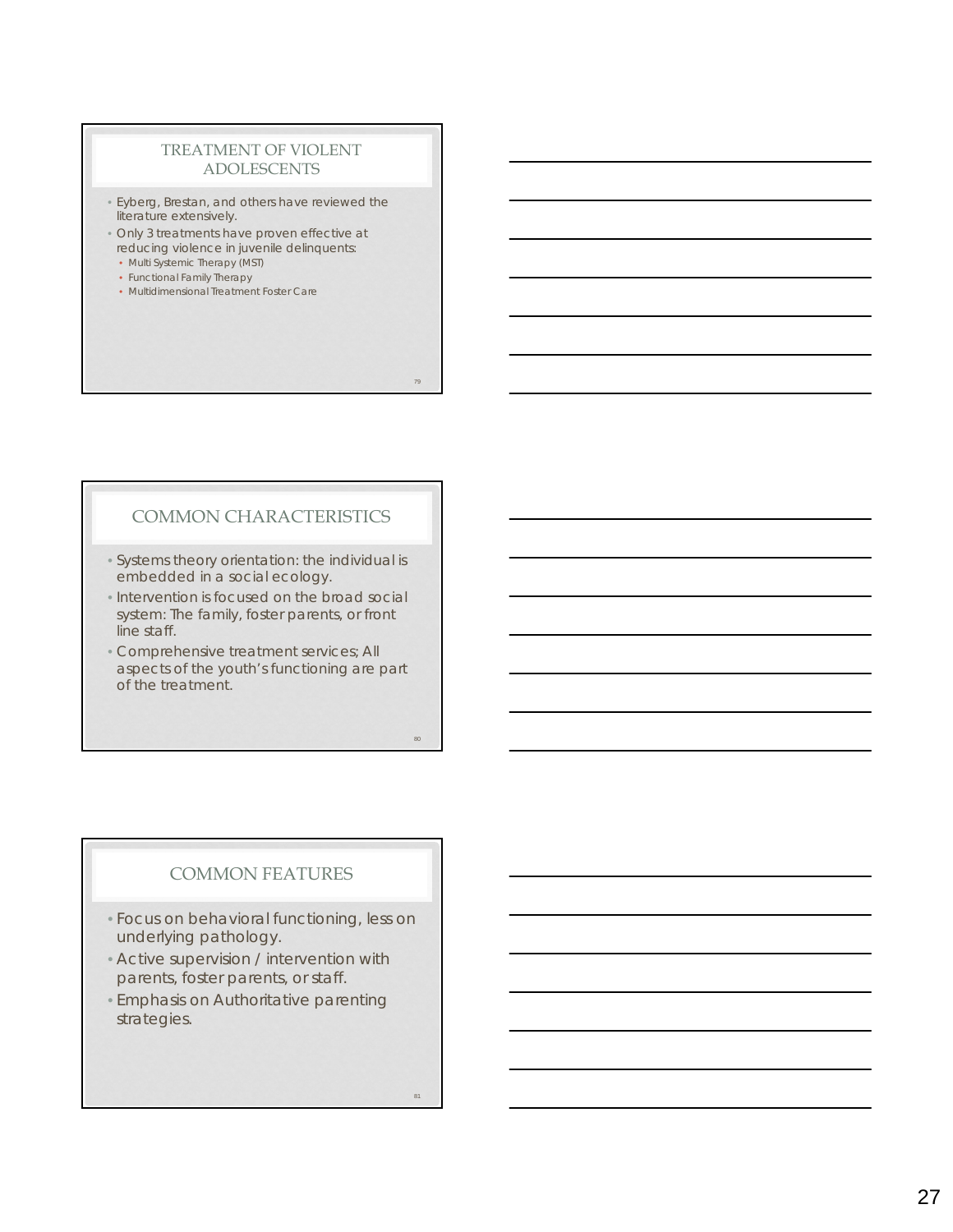## TREATMENT OF VIOLENT ADOLESCENTS

- Eyberg, Brestan, and others have reviewed the literature extensively.
- Only 3 treatments have proven effective at reducing violence in juvenile delinquents:
  - Multi Systemic Therapy (MST)
  - Functional Family Therapy
  - Multidimensional Treatment Foster Care

## COMMON CHARACTERISTICS

- Systems theory orientation: the individual is embedded in a social ecology.
- Intervention is focused on the broad social system: The family, foster parents, or front line staff.
- Comprehensive treatment services; All aspects of the youth's functioning are part of the treatment.

## COMMON FEATURES

- Focus on behavioral functioning, less on underlying pathology.
- Active supervision / intervention with parents, foster parents, or staff.
- Emphasis on Authoritative parenting strategies.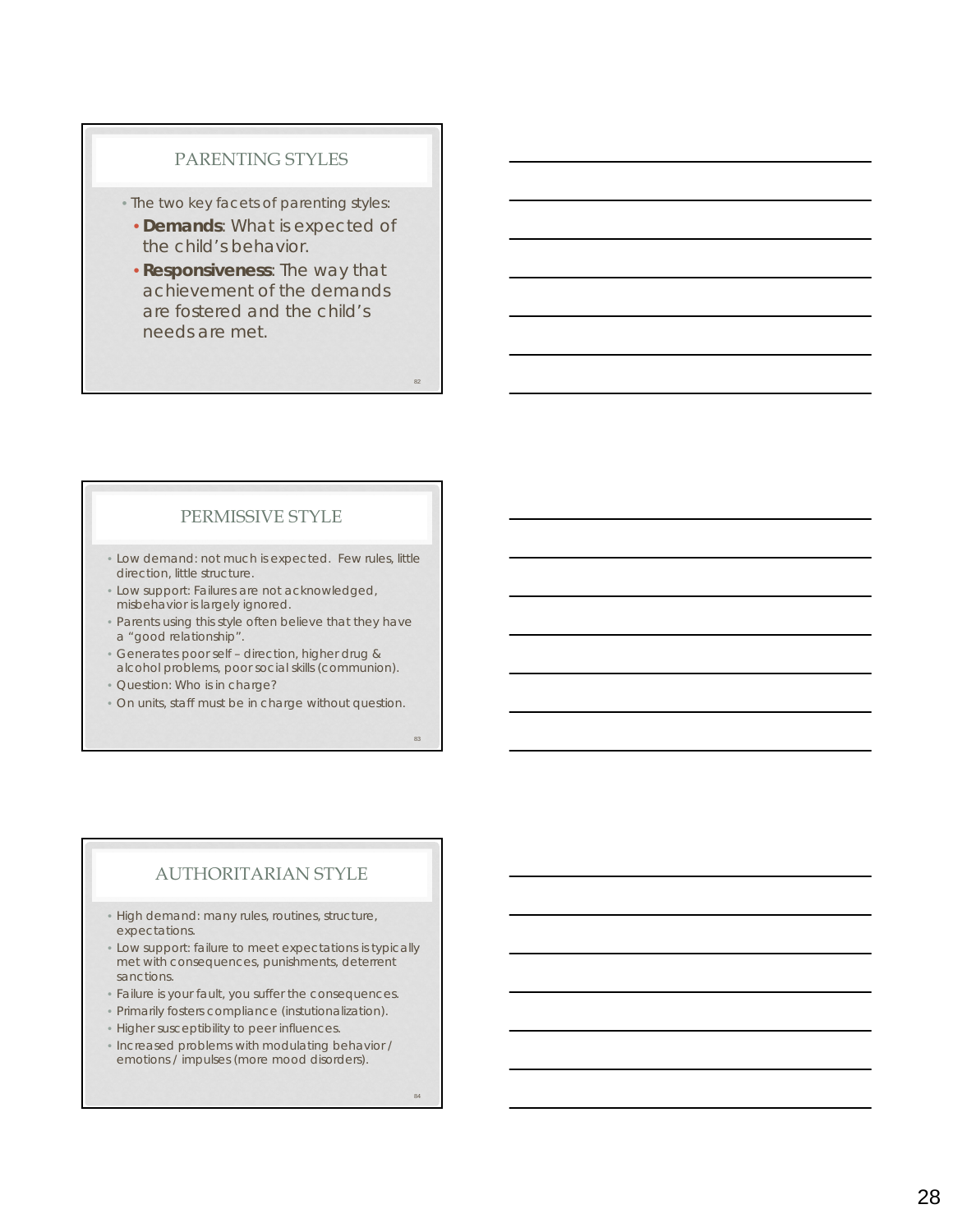## PARENTING STYLES

- The two key facets of parenting styles:
  - **Demands**: What is expected of the child's behavior.
  - **Responsiveness**: The way that achievement of the demands are fostered and the child's needs are met.

## PERMISSIVE STYLE

- Low demand: not much is expected. Few rules, little direction, little structure.
- Low support: Failures are not acknowledged, misbehavior is largely ignored.
- Parents using this style often believe that they have a "good relationship".
- Generates poor self – direction, higher drug & alcohol problems, poor social skills (communion).
- Question: Who is in charge?
- On units, staff must be in charge without question.

## AUTHORITARIAN STYLE

- High demand: many rules, routines, structure, expectations.
- Low support: failure to meet expectations is typically met with consequences, punishments, deterrent sanctions.
- Failure is your fault, you suffer the consequences.
- Primarily fosters compliance (instutionalization).
- Higher susceptibility to peer influences.
- Increased problems with modulating behavior / emotions / impulses (more mood disorders).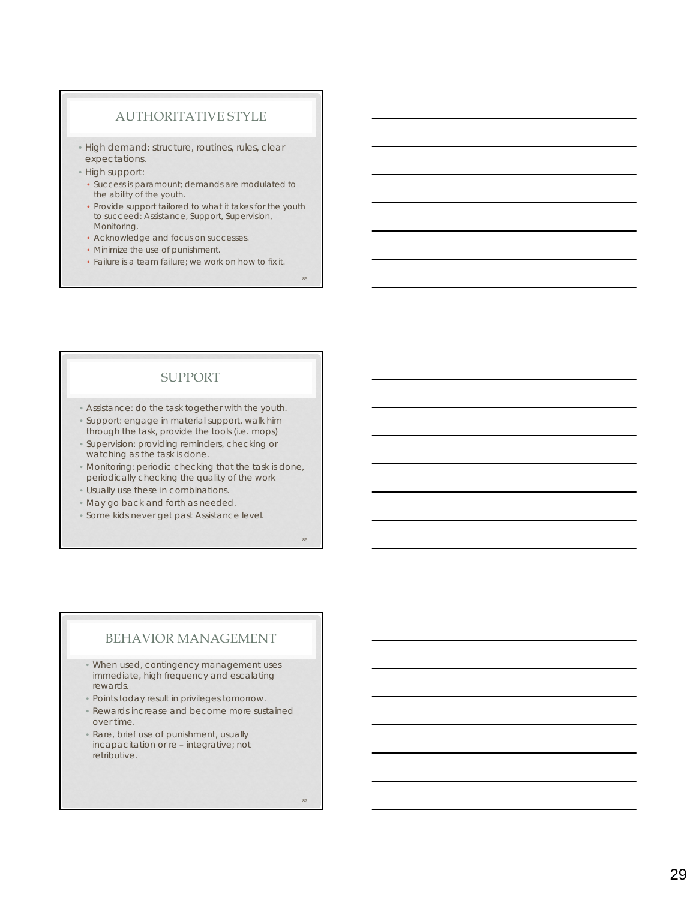## AUTHORITATIVE STYLE

- High demand: structure, routines, rules, clear expectations.
- High support:
  - Success is paramount; demands are modulated to the ability of the youth.
  - Provide support tailored to what it takes for the youth to succeed: Assistance, Support, Supervision, Monitoring.
  - Acknowledge and focus on successes.
  - Minimize the use of punishment.
  - Failure is a team failure; we work on how to fix it.

## SUPPORT

- Assistance: do the task together with the youth.
- Support: engage in material support, walk him through the task, provide the tools (i.e. mops)
- Supervision: providing reminders, checking or watching as the task is done.
- Monitoring: periodic checking that the task is done, periodically checking the quality of the work
- Usually use these in combinations.
- May go back and forth as needed.
- Some kids never get past Assistance level.

## BEHAVIOR MANAGEMENT

- When used, contingency management uses immediate, high frequency and escalating rewards.
- Points today result in privileges tomorrow.
- Rewards increase and become more sustained over time.
- Rare, brief use of punishment, usually incapacitation or re – integrative; not retributive.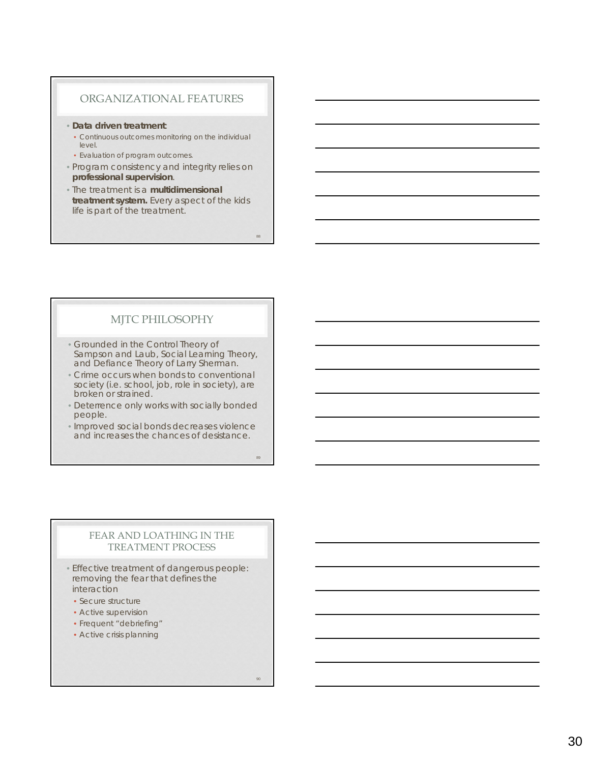## ORGANIZATIONAL FEATURES

- **Data driven treatment**:
  - Continuous outcomes monitoring on the individual level.
  - Evaluation of program outcomes.
- Program consistency and integrity relies on **professional supervision**.
- The treatment is a **multidimensional treatment system.** Every aspect of the kids life is part of the treatment.

## MJTC PHILOSOPHY

- Grounded in the Control Theory of Sampson and Laub, Social Learning Theory, and Defiance Theory of Larry Sherman.
- Crime occurs when bonds to conventional society (i.e. school, job, role in society), are broken or strained.
- Deterrence only works with socially bonded people.
- Improved social bonds decreases violence and increases the chances of desistance.

## FEAR AND LOATHING IN THE TREATMENT PROCESS

- Effective treatment of dangerous people: removing the fear that defines the interaction
  - Secure structure
  - Active supervision
  - Frequent "debriefing"
  - Active crisis planning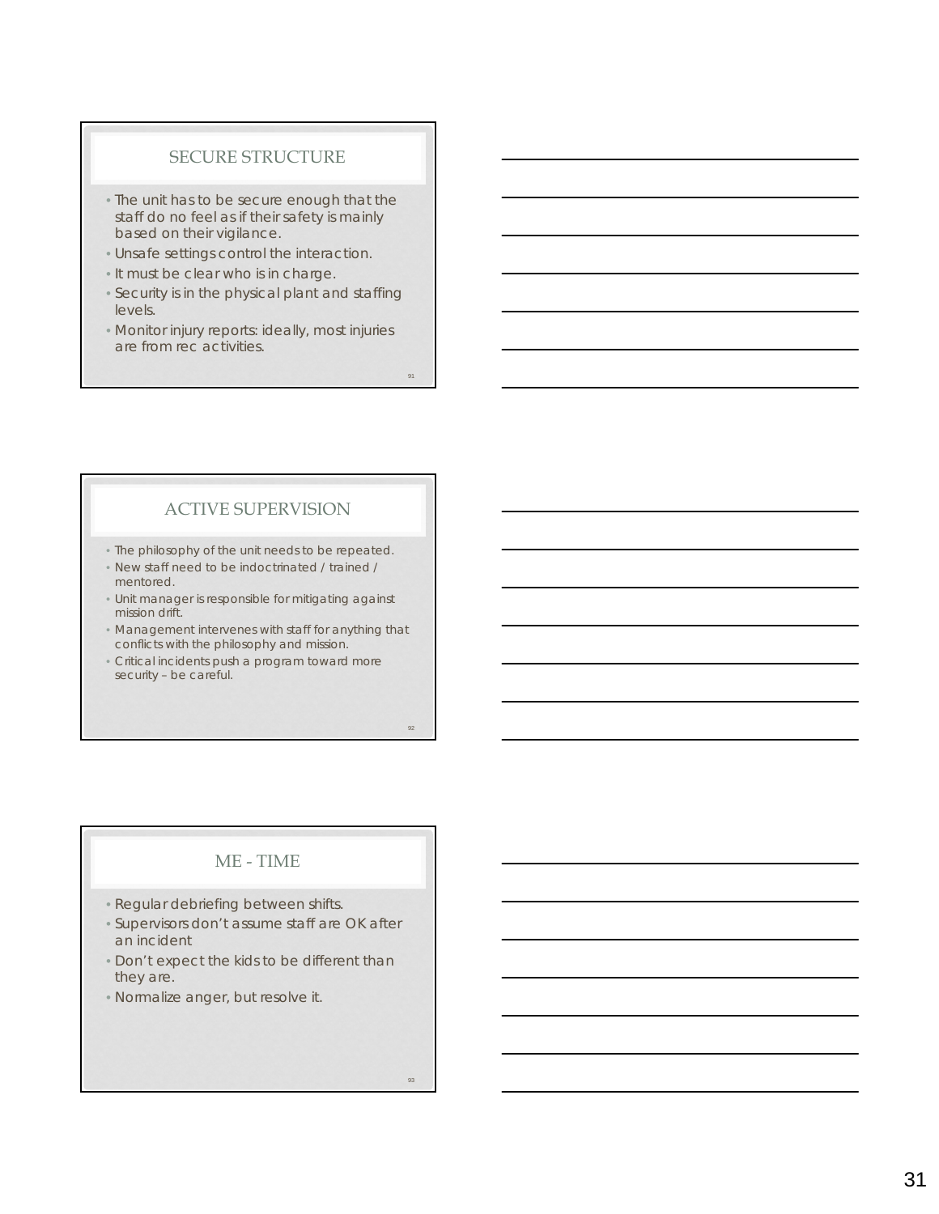## SECURE STRUCTURE

- The unit has to be secure enough that the staff do no feel as if their safety is mainly based on their vigilance.
- Unsafe settings control the interaction.
- It must be clear who is in charge.
- Security is in the physical plant and staffing levels.
- Monitor injury reports: ideally, most injuries are from rec activities.

## ACTIVE SUPERVISION

- The philosophy of the unit needs to be repeated.
- New staff need to be indoctrinated / trained / mentored.
- Unit manager is responsible for mitigating against mission drift.
- Management intervenes with staff for anything that conflicts with the philosophy and mission.
- Critical incidents push a program toward more security – be careful.

## ME - TIME

- Regular debriefing between shifts.
- Supervisors don't assume staff are OK after an incident
- Don't expect the kids to be different than they are.
- Normalize anger, but resolve it.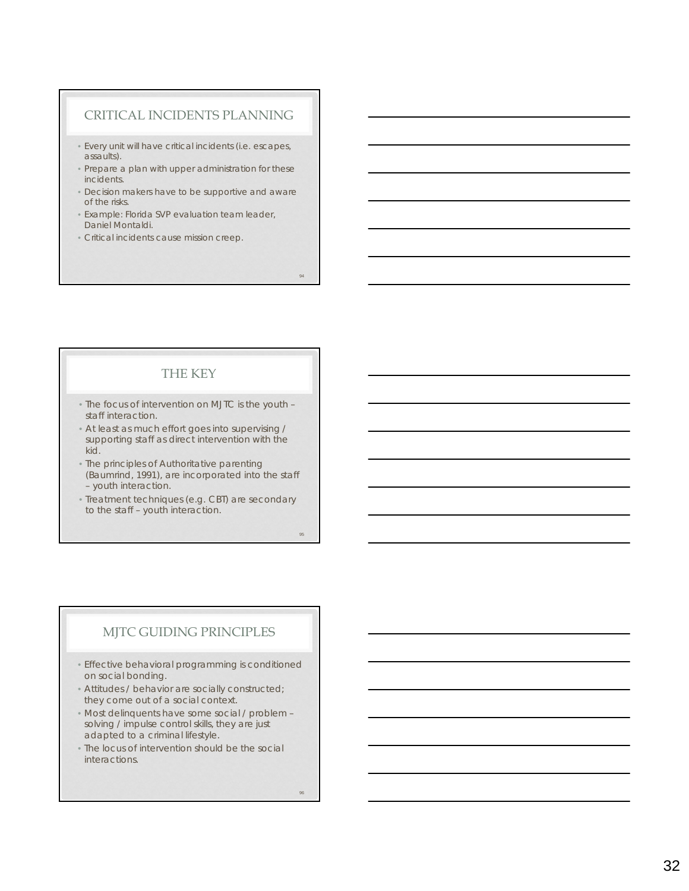## CRITICAL INCIDENTS PLANNING

- Every unit will have critical incidents (i.e. escapes, assaults).
- Prepare a plan with upper administration for these incidents.
- Decision makers have to be supportive and aware of the risks.
- Example: Florida SVP evaluation team leader, Daniel Montaldi.
- Critical incidents cause mission creep.

## THE KEY

- The focus of intervention on MJTC is the youth – staff interaction.
- At least as much effort goes into supervising / supporting staff as direct intervention with the kid.
- The principles of Authoritative parenting (Baumrind, 1991), are incorporated into the staff – youth interaction.
- Treatment techniques (e.g. CBT) are secondary to the staff – youth interaction.

## MJTC GUIDING PRINCIPLES

- Effective behavioral programming is conditioned on social bonding.
- Attitudes / behavior are socially constructed; they come out of a social context.
- Most delinquents have some social / problem – solving / impulse control skills, they are just adapted to a criminal lifestyle.
- The locus of intervention should be the social interactions.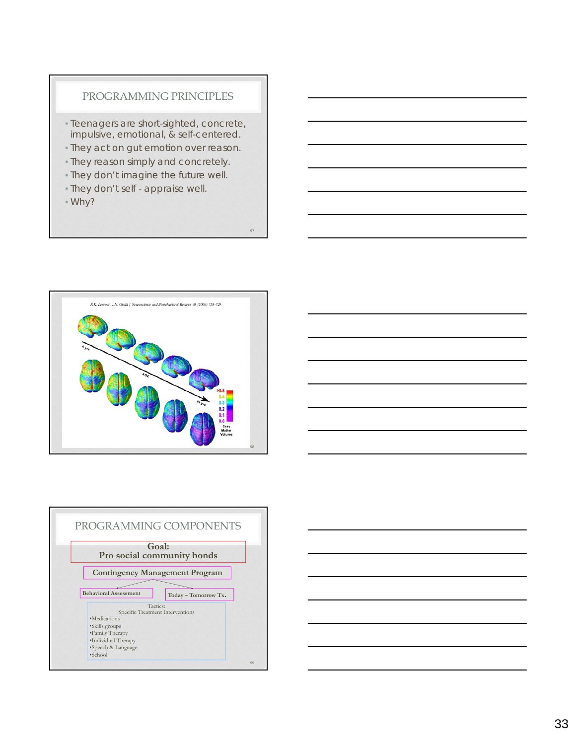## PROGRAMMING PRINCIPLES

- Teenagers are short-sighted, concrete, impulsive, emotional, & self-centered.
- They act on gut emotion over reason.
- They reason simply and concretely.
- They don't imagine the future well.
- They don't self - appraise well.
- Why?

R.K. Lenroot, J.N. Giedd / Neuroscience and Biobehavioral Reviews 30 (2006) 718–729

5 yrs — AGE — 20 yrs

Gray Matter Volume: >0.5, 0.4, 0.3, 0.2, 0.1, 0.0

## PROGRAMMING COMPONENTS

**Goal: Pro social community bonds**

**Contingency Management Program**

- Behavioral Assessment
- Today – Tomorrow Tx.

Tactics:
Specific Treatment Interventions

- Medications
- Skills groups
- Family Therapy
- Individual Therapy
- Speech & Language
- School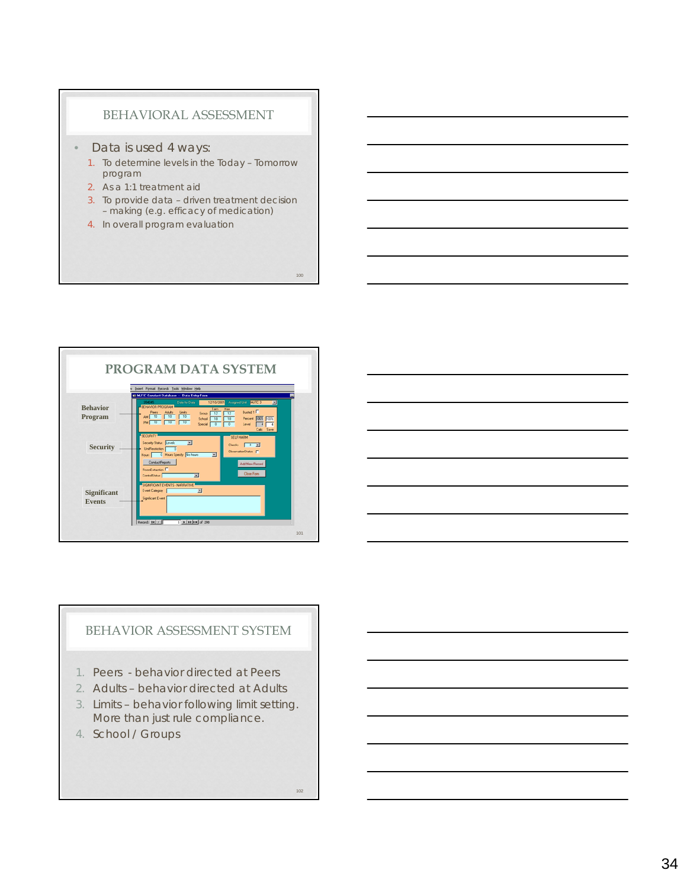## BEHAVIORAL ASSESSMENT

- Data is used 4 ways:
  1. To determine levels in the Today – Tomorrow program
  2. As a 1:1 treatment aid
  3. To provide data – driven treatment decision – making (e.g. efficacy of medication)
  4. In overall program evaluation

## PROGRAM DATA SYSTEM

Behavior Program

Security

Significant Events

## BEHAVIOR ASSESSMENT SYSTEM

1. Peers - behavior directed at Peers
2. Adults – behavior directed at Adults
3. Limits – behavior following limit setting. More than just rule compliance.
4. School / Groups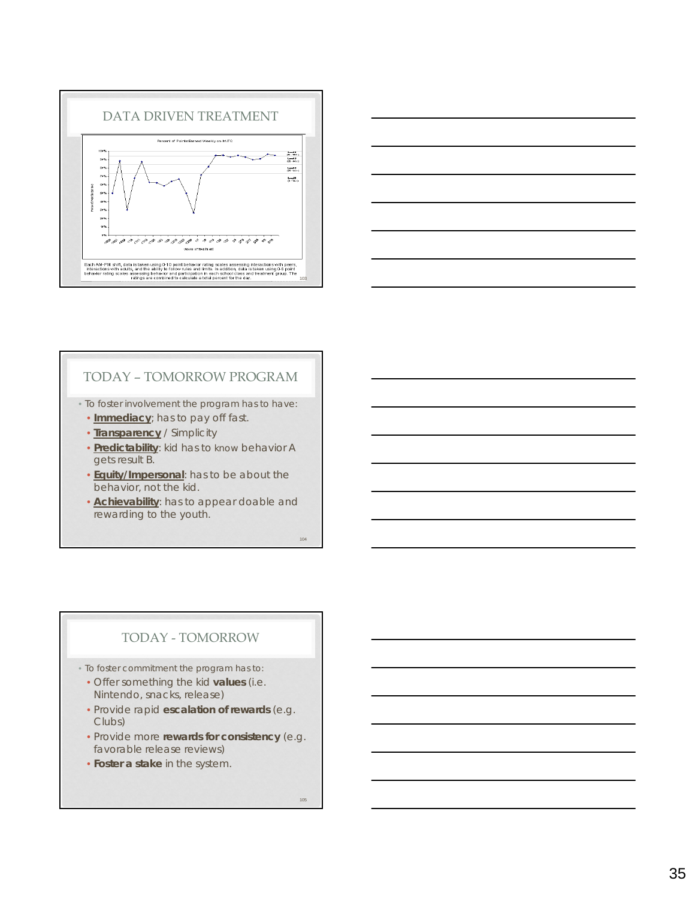## DATA DRIVEN TREATMENT

Percent of Points Earned Weekly on MJTC

Each AM-PM shift, data is taken using 0-10 point behavior rating scales assessing interactions with peers, interactions with adults, and the ability to follow rules and limits. In addition, data is taken using 0-5 point behavior rating scales assessing behavior and participation in each school class and treatment group. The ratings are combined to calculate a total percent for the day.

## TODAY – TOMORROW PROGRAM

- To foster involvement the program has to have:
  - **Immediacy**; has to pay off fast.
  - **Transparency** / Simplicity
  - **Predictability**: kid has to know behavior A gets result B.
  - **Equity/Impersonal**: has to be about the behavior, not the kid.
  - **Achievability**: has to appear doable and rewarding to the youth.

## TODAY - TOMORROW

- To foster commitment the program has to:
  - Offer something the kid **values** (i.e. Nintendo, snacks, release)
  - Provide rapid **escalation of rewards** (e.g. Clubs)
  - Provide more **rewards for consistency** (e.g. favorable release reviews)
  - **Foster a stake** in the system.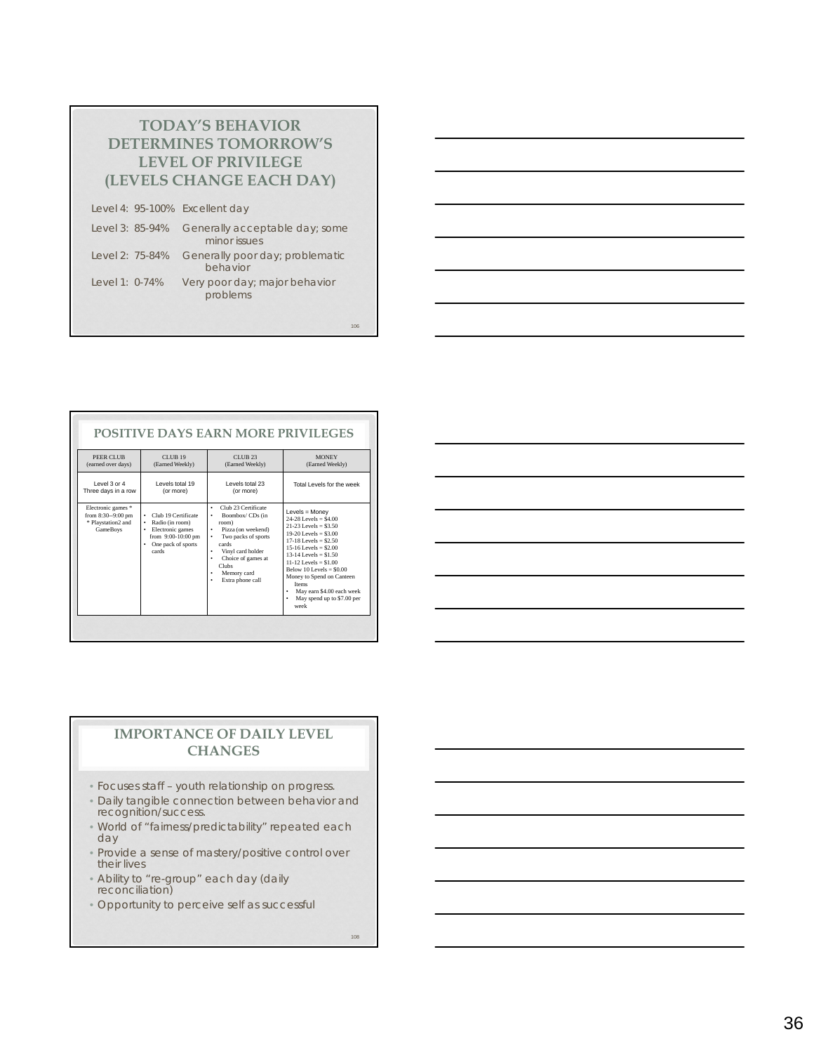## TODAY'S BEHAVIOR DETERMINES TOMORROW'S LEVEL OF PRIVILEGE (LEVELS CHANGE EACH DAY)

Level 4: 95-100% Excellent day

Level 3: 85-94% Generally acceptable day; some minor issues

Level 2: 75-84% Generally poor day; problematic behavior

Level 1: 0-74% Very poor day; major behavior problems

## POSITIVE DAYS EARN MORE PRIVILEGES

| PEER CLUB (earned over days) | CLUB 19 (Earned Weekly) | CLUB 23 (Earned Weekly) | MONEY (Earned Weekly) |
|---|---|---|---|
| Level 3 or 4 Three days in a row | Levels total 19 (or more) | Levels total 23 (or more) | Total Levels for the week |
| Electronic games * from 8:30--9:00 pm * Playstation2 and GameBoys | • Club 19 Certificate<br>• Radio (in room)<br>• Electronic games from 9:00-10:00 pm<br>• One pack of sports cards | • Club 23 Certificate<br>• Boombox/ CDs (in room)<br>• Pizza (on weekend)<br>• Two packs of sports cards<br>• Vinyl card holder<br>• Choice of games at Clubs<br>• Memory card<br>• Extra phone call | Levels = Money<br>24-28 Levels = $4.00<br>21-23 Levels = $3.50<br>19-20 Levels = $3.00<br>17-18 Levels = $2.50<br>15-16 Levels = $2.00<br>13-14 Levels = $1.50<br>11-12 Levels = $1.00<br>Below 10 Levels = $0.00<br>Money to Spend on Canteen Items<br>• May earn $4.00 each week<br>• May spend up to $7.00 per week |

## IMPORTANCE OF DAILY LEVEL CHANGES

- Focuses staff – youth relationship on progress.
- Daily tangible connection between behavior and recognition/success.
- World of "fairness/predictability" repeated each day
- Provide a sense of mastery/positive control over their lives
- Ability to "re-group" each day (daily reconciliation)
- Opportunity to perceive self as successful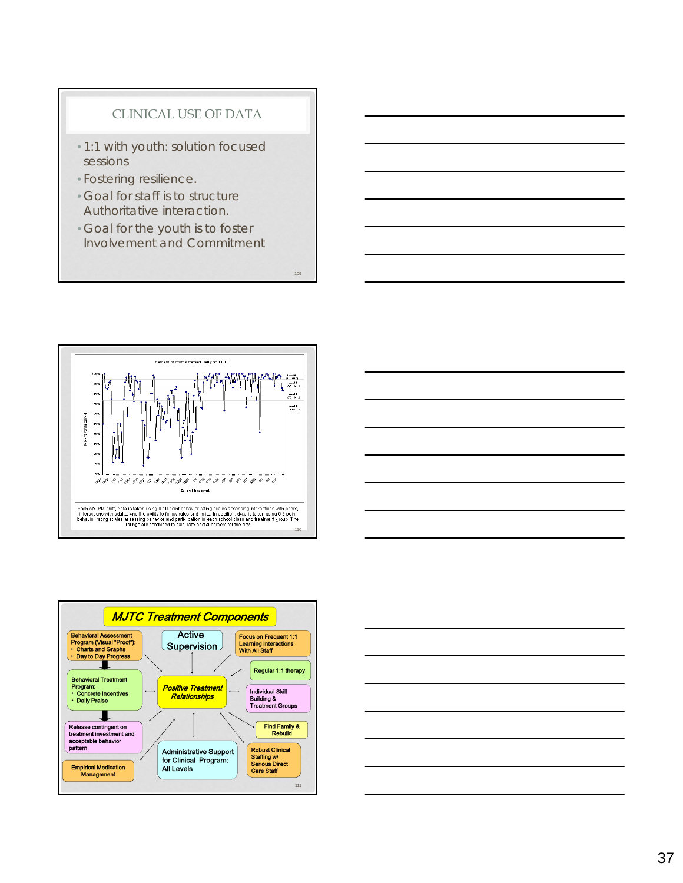## CLINICAL USE OF DATA

- 1:1 with youth: solution focused sessions
- Fostering resilience.
- Goal for staff is to structure Authoritative interaction.
- Goal for the youth is to foster Involvement and Commitment

Percent of Points Earned Daily on MJTC

Each AM-PM shift, data is taken using 0-10 point behavior rating scales assessing interactions with peers, interactions with adults, and the ability to follow rules and limits. In addition, data is taken using 0-5 point behavior rating scales assessing behavior and participation in each school class and treatment group. The ratings are combined to calculate a total percent for the day.

## MJTC Treatment Components

- Behavioral Assessment Program (Visual "Proof"):
  - Charts and Graphs
  - Day to Day Progress
- Behavioral Treatment Program:
  - Concrete Incentives
  - Daily Praise
- Release contingent on treatment investment and acceptable behavior pattern
- Empirical Medication Management
- Active Supervision
- *Positive Treatment Relationships*
- Administrative Support for Clinical Program: All Levels
- Focus on Frequent 1:1 Learning Interactions With All Staff
- Regular 1:1 therapy
- Individual Skill Building & Treatment Groups
- Find Family & Rebuild
- Robust Clinical Staffing w/ Serious Direct Care Staff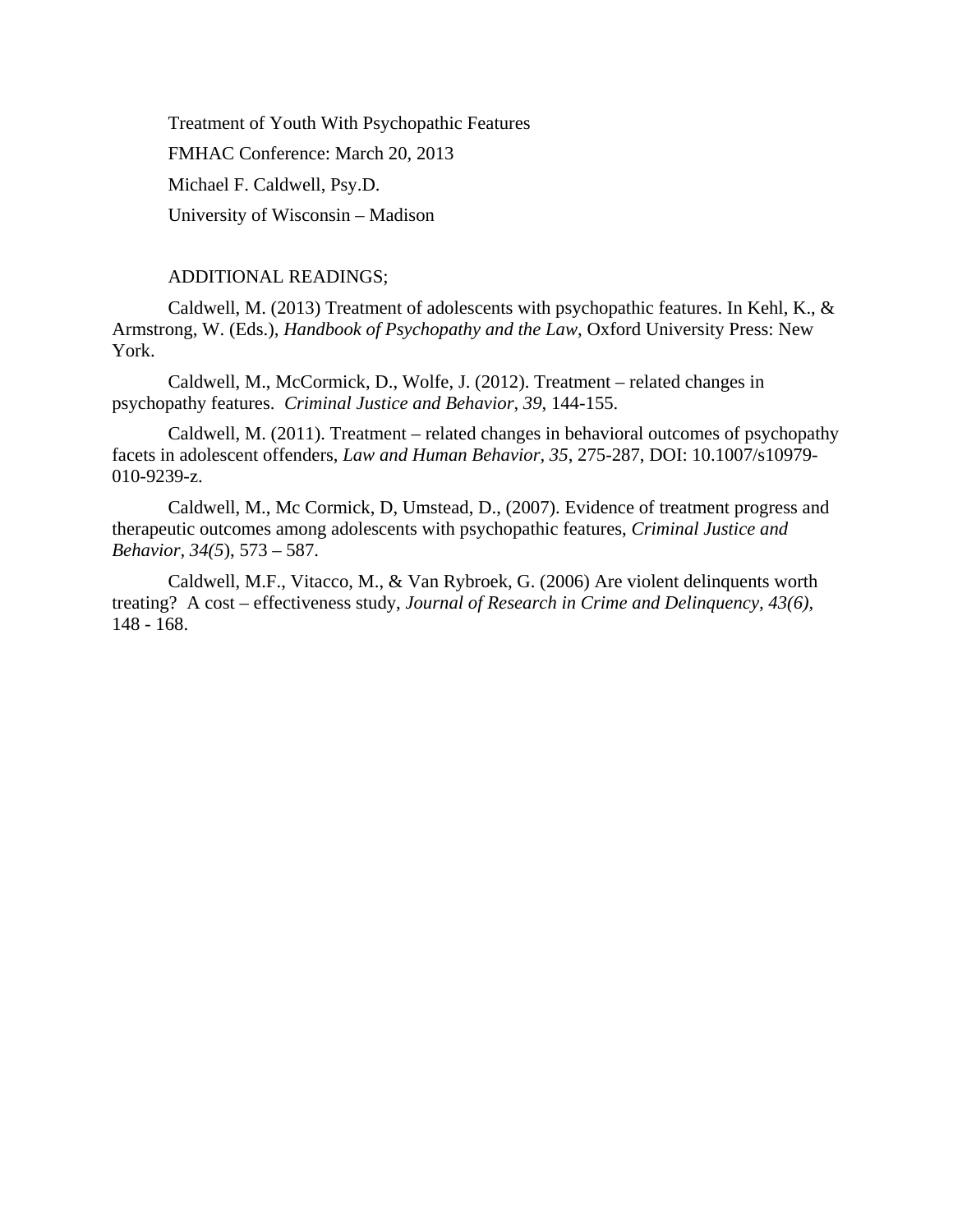Treatment of Youth With Psychopathic Features

FMHAC Conference: March 20, 2013

Michael F. Caldwell, Psy.D.

University of Wisconsin – Madison

ADDITIONAL READINGS;

Caldwell, M. (2013) Treatment of adolescents with psychopathic features. In Kehl, K., & Armstrong, W. (Eds.), *Handbook of Psychopathy and the Law*, Oxford University Press: New York.

Caldwell, M., McCormick, D., Wolfe, J. (2012). Treatment – related changes in psychopathy features. *Criminal Justice and Behavior*, *39*, 144-155.

Caldwell, M. (2011). Treatment – related changes in behavioral outcomes of psychopathy facets in adolescent offenders, *Law and Human Behavior, 35*, 275-287, DOI: 10.1007/s10979-010-9239-z.

Caldwell, M., Mc Cormick, D, Umstead, D., (2007). Evidence of treatment progress and therapeutic outcomes among adolescents with psychopathic features, *Criminal Justice and Behavior, 34(5*), 573 – 587.

Caldwell, M.F., Vitacco, M., & Van Rybroek, G. (2006) Are violent delinquents worth treating? A cost – effectiveness study, *Journal of Research in Crime and Delinquency, 43(6),* 148 - 168.